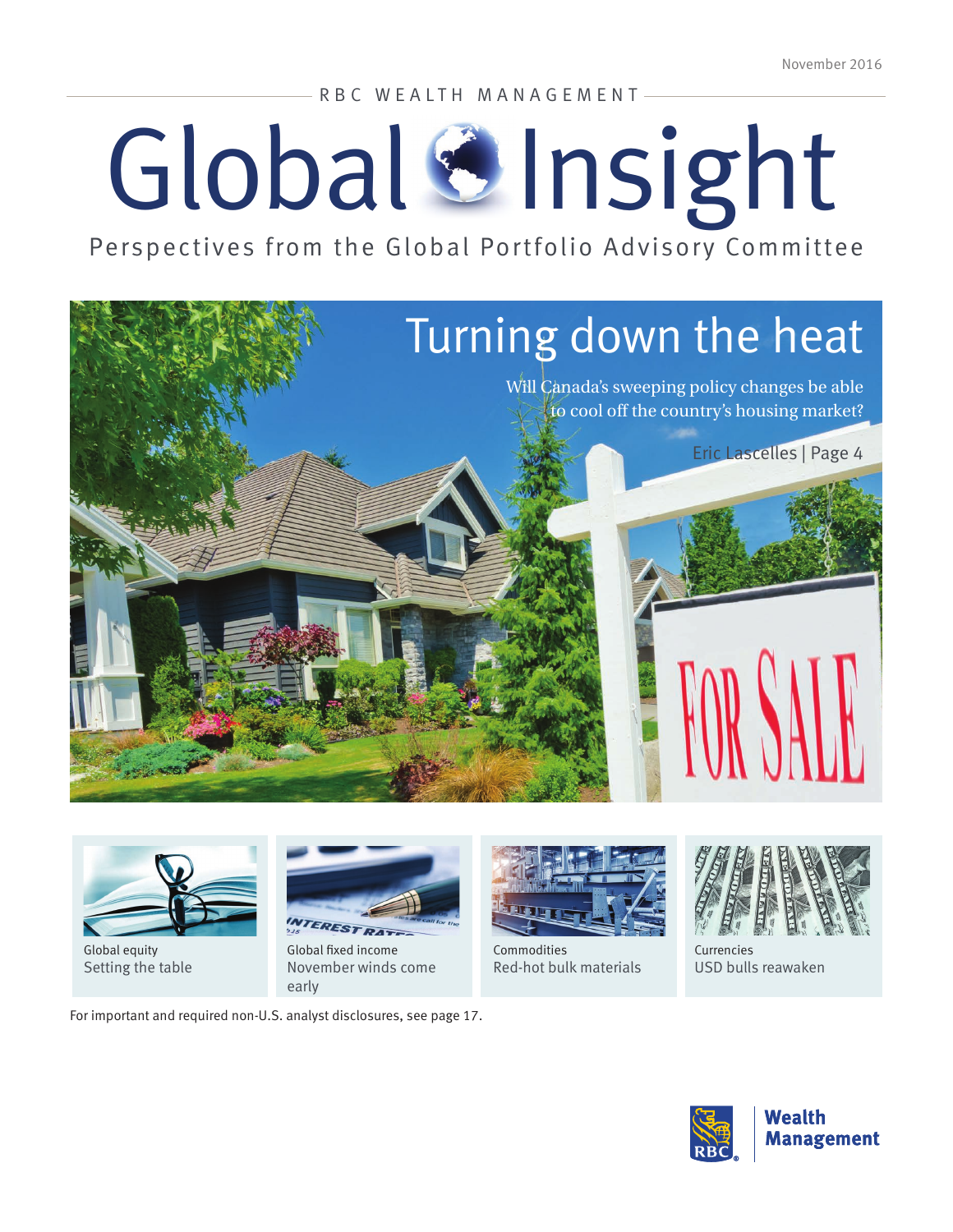November 2016

RBC WEALTH MANAGEMENT

# Global Insight

Perspectives from the Global Portfolio Advisory Committee

## Turning down the heat

Will Canada's sweeping policy changes be able to cool off the country's housing market?

Eric Lascelles | Page 4

Global equity
Setting the table

Global fixed income
November winds come early

Commodities
Red-hot bulk materials

Currencies
USD bulls reawaken

For important and required non-U.S. analyst disclosures, see page 17.

RBC Wealth Management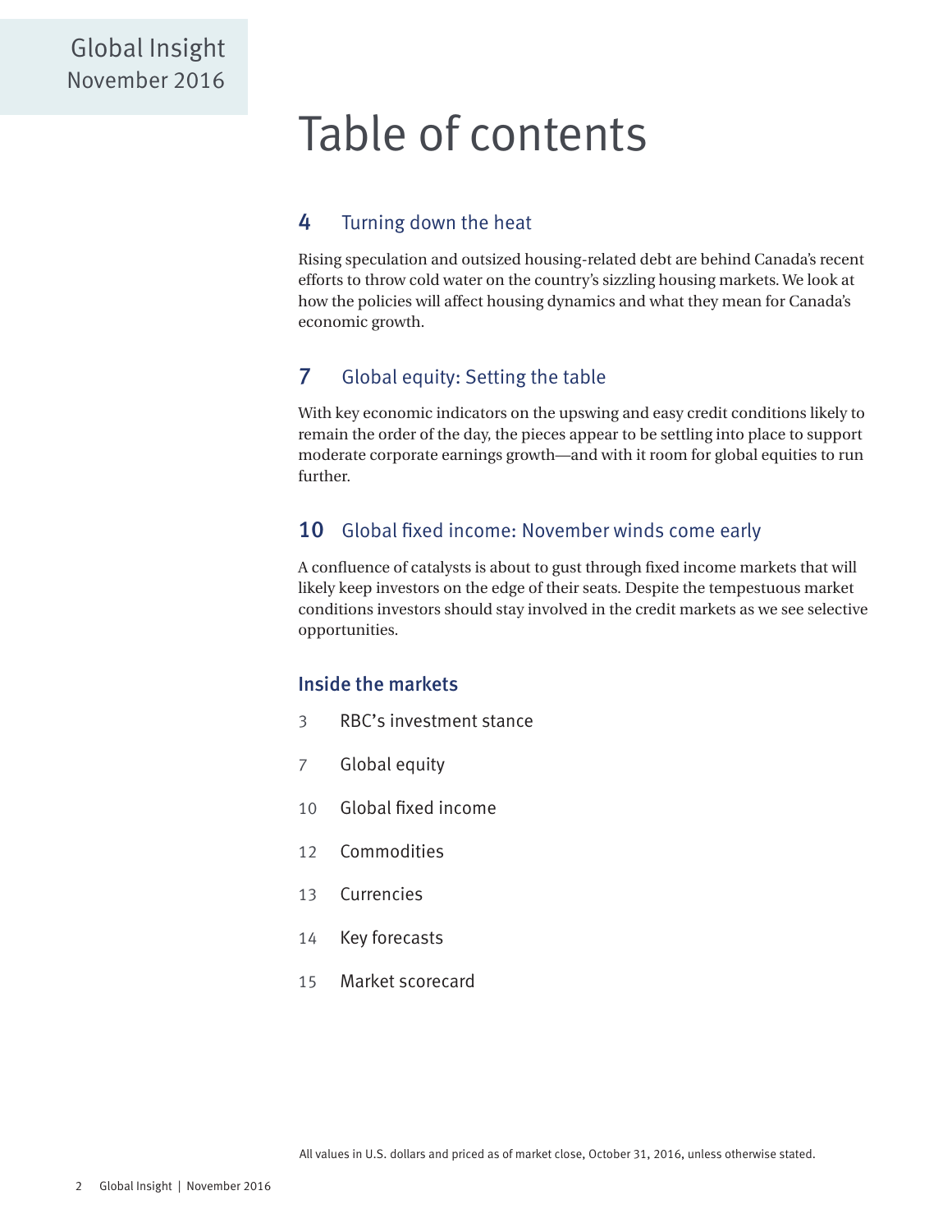# Table of contents

## 4 Turning down the heat

Rising speculation and outsized housing-related debt are behind Canada's recent efforts to throw cold water on the country's sizzling housing markets. We look at how the policies will affect housing dynamics and what they mean for Canada's economic growth.

## 7 Global equity: Setting the table

With key economic indicators on the upswing and easy credit conditions likely to remain the order of the day, the pieces appear to be settling into place to support moderate corporate earnings growth—and with it room for global equities to run further.

## 10 Global fixed income: November winds come early

A confluence of catalysts is about to gust through fixed income markets that will likely keep investors on the edge of their seats. Despite the tempestuous market conditions investors should stay involved in the credit markets as we see selective opportunities.

### Inside the markets

- 3 RBC's investment stance
- 7 Global equity
- 10 Global fixed income
- 12 Commodities
- 13 Currencies
- 14 Key forecasts
- 15 Market scorecard

All values in U.S. dollars and priced as of market close, October 31, 2016, unless otherwise stated.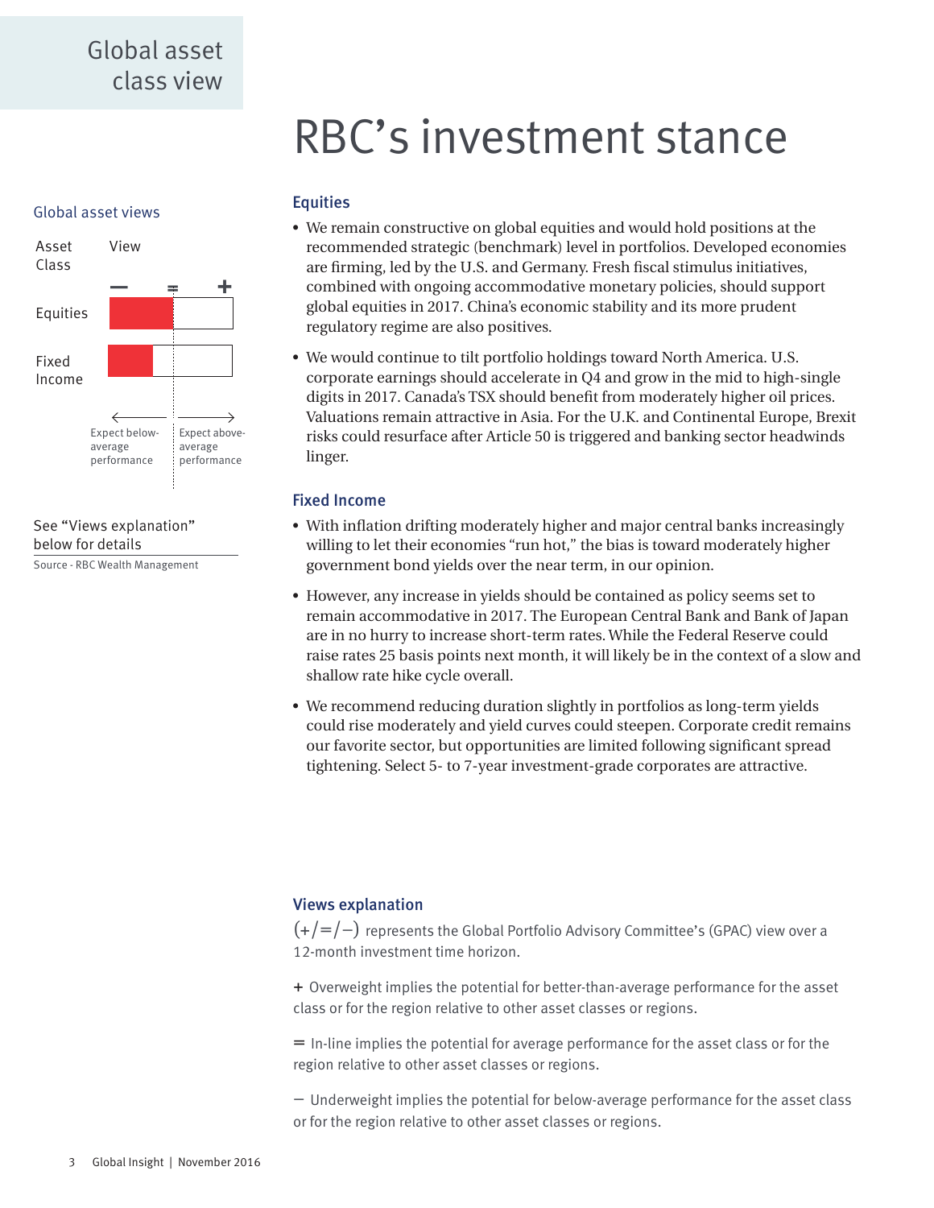Global asset class view

# RBC's investment stance

## Global asset views

| Asset Class | View |
| --- | --- |
| Equities | = (in-line) |
| Fixed Income | − (underweight) |

← Expect below-average performance | Expect above-average performance →

See "Views explanation" below for details

Source - RBC Wealth Management

## Equities

- We remain constructive on global equities and would hold positions at the recommended strategic (benchmark) level in portfolios. Developed economies are firming, led by the U.S. and Germany. Fresh fiscal stimulus initiatives, combined with ongoing accommodative monetary policies, should support global equities in 2017. China's economic stability and its more prudent regulatory regime are also positives.
- We would continue to tilt portfolio holdings toward North America. U.S. corporate earnings should accelerate in Q4 and grow in the mid to high-single digits in 2017. Canada's TSX should benefit from moderately higher oil prices. Valuations remain attractive in Asia. For the U.K. and Continental Europe, Brexit risks could resurface after Article 50 is triggered and banking sector headwinds linger.

## Fixed Income

- With inflation drifting moderately higher and major central banks increasingly willing to let their economies "run hot," the bias is toward moderately higher government bond yields over the near term, in our opinion.
- However, any increase in yields should be contained as policy seems set to remain accommodative in 2017. The European Central Bank and Bank of Japan are in no hurry to increase short-term rates. While the Federal Reserve could raise rates 25 basis points next month, it will likely be in the context of a slow and shallow rate hike cycle overall.
- We recommend reducing duration slightly in portfolios as long-term yields could rise moderately and yield curves could steepen. Corporate credit remains our favorite sector, but opportunities are limited following significant spread tightening. Select 5- to 7-year investment-grade corporates are attractive.

## Views explanation

(+/=/−) represents the Global Portfolio Advisory Committee's (GPAC) view over a 12-month investment time horizon.

+ Overweight implies the potential for better-than-average performance for the asset class or for the region relative to other asset classes or regions.

= In-line implies the potential for average performance for the asset class or for the region relative to other asset classes or regions.

− Underweight implies the potential for below-average performance for the asset class or for the region relative to other asset classes or regions.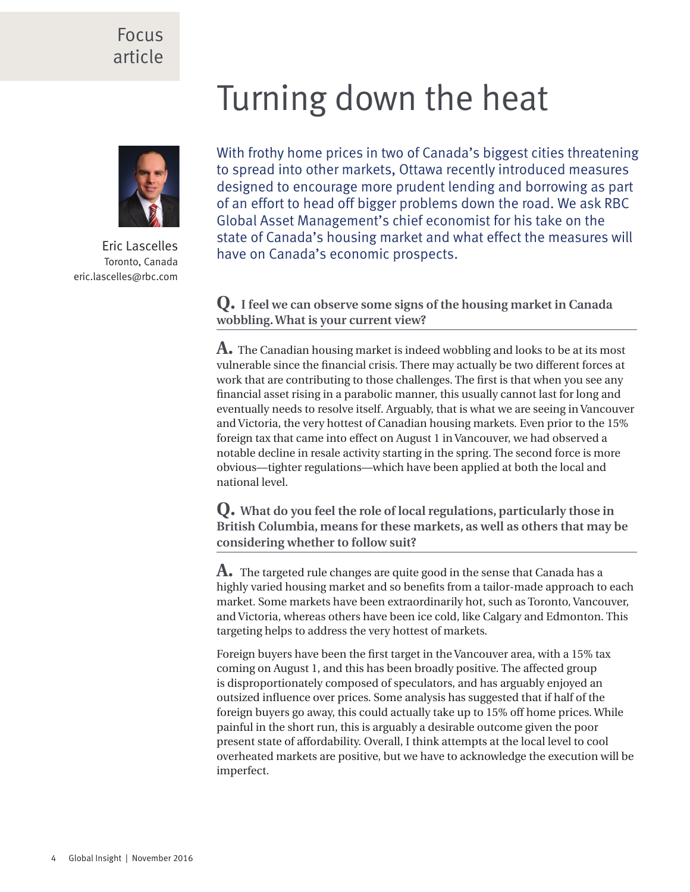Focus article

# Turning down the heat

Eric Lascelles
Toronto, Canada
eric.lascelles@rbc.com

With frothy home prices in two of Canada's biggest cities threatening to spread into other markets, Ottawa recently introduced measures designed to encourage more prudent lending and borrowing as part of an effort to head off bigger problems down the road. We ask RBC Global Asset Management's chief economist for his take on the state of Canada's housing market and what effect the measures will have on Canada's economic prospects.

**Q. I feel we can observe some signs of the housing market in Canada wobbling. What is your current view?**

**A.** The Canadian housing market is indeed wobbling and looks to be at its most vulnerable since the financial crisis. There may actually be two different forces at work that are contributing to those challenges. The first is that when you see any financial asset rising in a parabolic manner, this usually cannot last for long and eventually needs to resolve itself. Arguably, that is what we are seeing in Vancouver and Victoria, the very hottest of Canadian housing markets. Even prior to the 15% foreign tax that came into effect on August 1 in Vancouver, we had observed a notable decline in resale activity starting in the spring. The second force is more obvious—tighter regulations—which have been applied at both the local and national level.

**Q. What do you feel the role of local regulations, particularly those in British Columbia, means for these markets, as well as others that may be considering whether to follow suit?**

**A.** The targeted rule changes are quite good in the sense that Canada has a highly varied housing market and so benefits from a tailor-made approach to each market. Some markets have been extraordinarily hot, such as Toronto, Vancouver, and Victoria, whereas others have been ice cold, like Calgary and Edmonton. This targeting helps to address the very hottest of markets.

Foreign buyers have been the first target in the Vancouver area, with a 15% tax coming on August 1, and this has been broadly positive. The affected group is disproportionately composed of speculators, and has arguably enjoyed an outsized influence over prices. Some analysis has suggested that if half of the foreign buyers go away, this could actually take up to 15% off home prices. While painful in the short run, this is arguably a desirable outcome given the poor present state of affordability. Overall, I think attempts at the local level to cool overheated markets are positive, but we have to acknowledge the execution will be imperfect.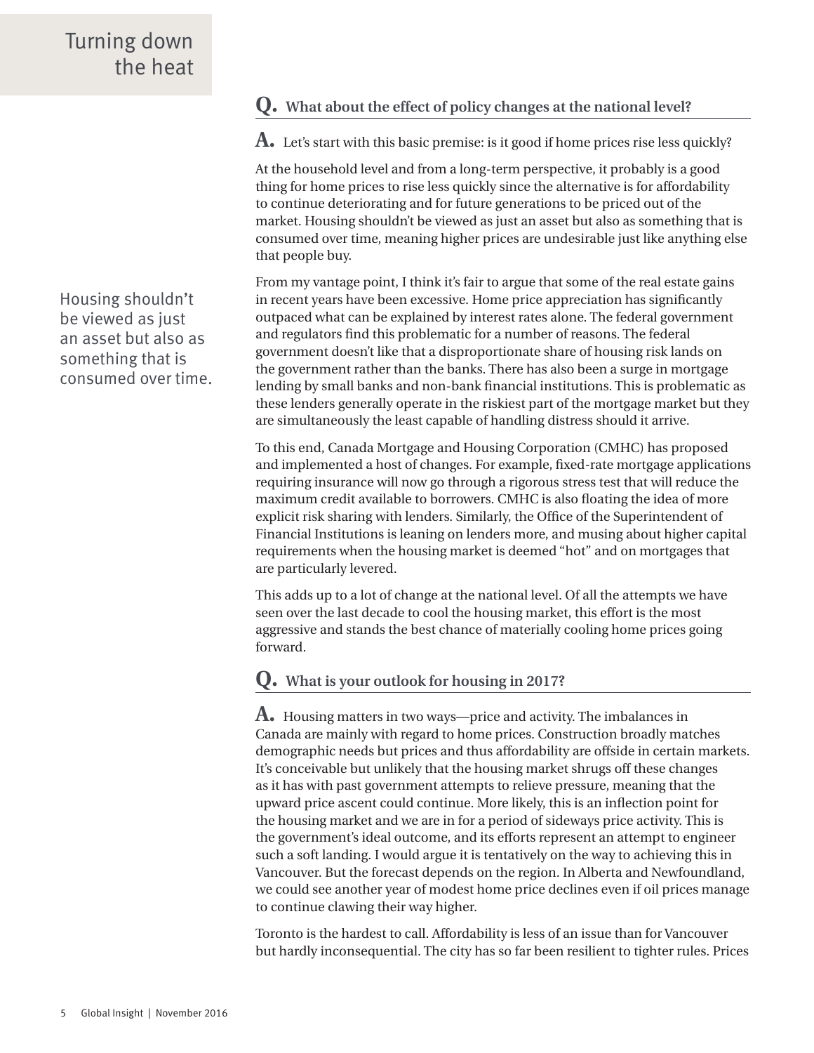## Turning down the heat

**Q. What about the effect of policy changes at the national level?**

**A.** Let's start with this basic premise: is it good if home prices rise less quickly?

At the household level and from a long-term perspective, it probably is a good thing for home prices to rise less quickly since the alternative is for affordability to continue deteriorating and for future generations to be priced out of the market. Housing shouldn't be viewed as just an asset but also as something that is consumed over time, meaning higher prices are undesirable just like anything else that people buy.

> Housing shouldn't be viewed as just an asset but also as something that is consumed over time.

From my vantage point, I think it's fair to argue that some of the real estate gains in recent years have been excessive. Home price appreciation has significantly outpaced what can be explained by interest rates alone. The federal government and regulators find this problematic for a number of reasons. The federal government doesn't like that a disproportionate share of housing risk lands on the government rather than the banks. There has also been a surge in mortgage lending by small banks and non-bank financial institutions. This is problematic as these lenders generally operate in the riskiest part of the mortgage market but they are simultaneously the least capable of handling distress should it arrive.

To this end, Canada Mortgage and Housing Corporation (CMHC) has proposed and implemented a host of changes. For example, fixed-rate mortgage applications requiring insurance will now go through a rigorous stress test that will reduce the maximum credit available to borrowers. CMHC is also floating the idea of more explicit risk sharing with lenders. Similarly, the Office of the Superintendent of Financial Institutions is leaning on lenders more, and musing about higher capital requirements when the housing market is deemed "hot" and on mortgages that are particularly levered.

This adds up to a lot of change at the national level. Of all the attempts we have seen over the last decade to cool the housing market, this effort is the most aggressive and stands the best chance of materially cooling home prices going forward.

**Q. What is your outlook for housing in 2017?**

**A.** Housing matters in two ways—price and activity. The imbalances in Canada are mainly with regard to home prices. Construction broadly matches demographic needs but prices and thus affordability are offside in certain markets. It's conceivable but unlikely that the housing market shrugs off these changes as it has with past government attempts to relieve pressure, meaning that the upward price ascent could continue. More likely, this is an inflection point for the housing market and we are in for a period of sideways price activity. This is the government's ideal outcome, and its efforts represent an attempt to engineer such a soft landing. I would argue it is tentatively on the way to achieving this in Vancouver. But the forecast depends on the region. In Alberta and Newfoundland, we could see another year of modest home price declines even if oil prices manage to continue clawing their way higher.

Toronto is the hardest to call. Affordability is less of an issue than for Vancouver but hardly inconsequential. The city has so far been resilient to tighter rules. Prices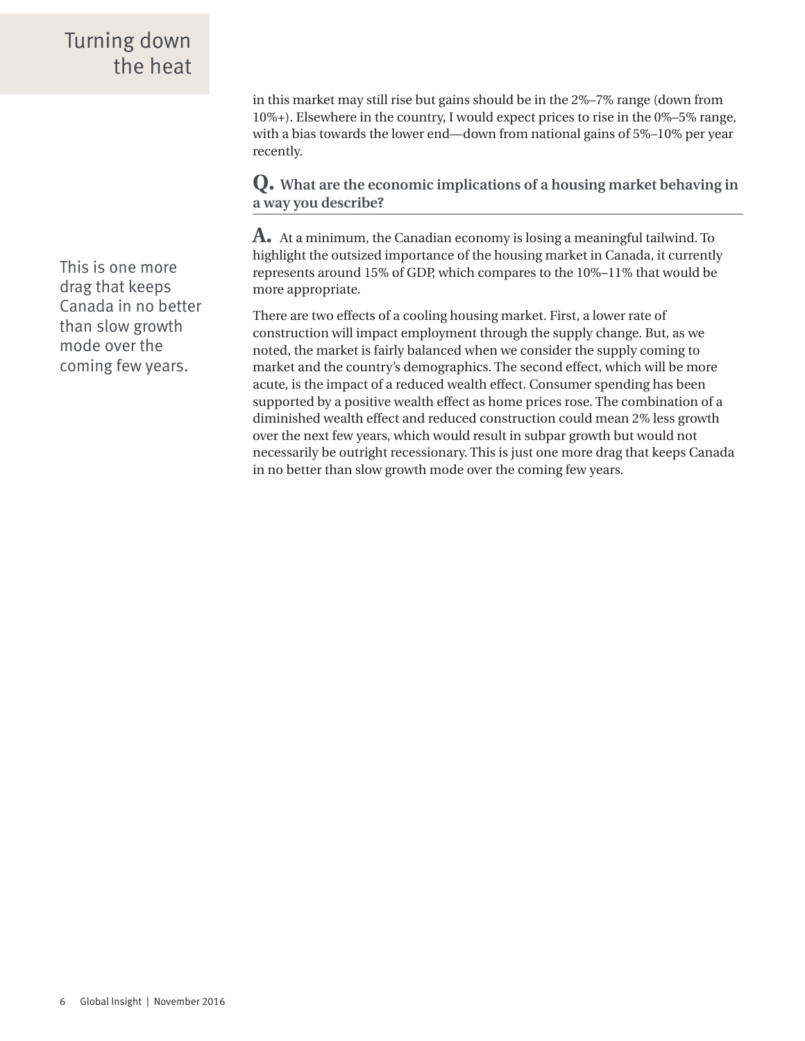in this market may still rise but gains should be in the 2%–7% range (down from 10%+). Elsewhere in the country, I would expect prices to rise in the 0%–5% range, with a bias towards the lower end—down from national gains of 5%–10% per year recently.

**Q. What are the economic implications of a housing market behaving in a way you describe?**

**A.** At a minimum, the Canadian economy is losing a meaningful tailwind. To highlight the outsized importance of the housing market in Canada, it currently represents around 15% of GDP, which compares to the 10%–11% that would be more appropriate.

> This is one more drag that keeps Canada in no better than slow growth mode over the coming few years.

There are two effects of a cooling housing market. First, a lower rate of construction will impact employment through the supply change. But, as we noted, the market is fairly balanced when we consider the supply coming to market and the country's demographics. The second effect, which will be more acute, is the impact of a reduced wealth effect. Consumer spending has been supported by a positive wealth effect as home prices rose. The combination of a diminished wealth effect and reduced construction could mean 2% less growth over the next few years, which would result in subpar growth but would not necessarily be outright recessionary. This is just one more drag that keeps Canada in no better than slow growth mode over the coming few years.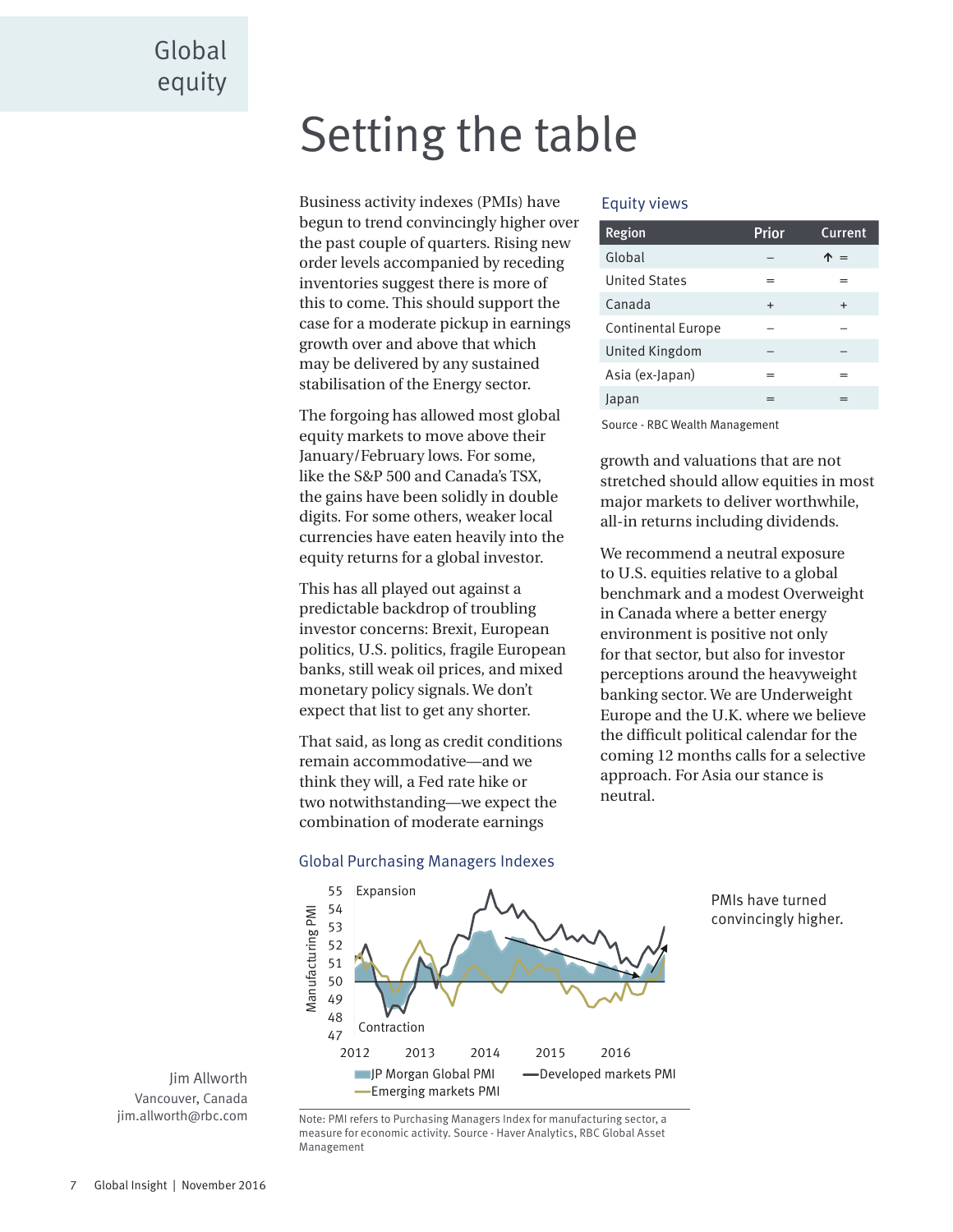Global equity

# Setting the table

Business activity indexes (PMIs) have begun to trend convincingly higher over the past couple of quarters. Rising new order levels accompanied by receding inventories suggest there is more of this to come. This should support the case for a moderate pickup in earnings growth over and above that which may be delivered by any sustained stabilisation of the Energy sector.

The forgoing has allowed most global equity markets to move above their January/February lows. For some, like the S&P 500 and Canada's TSX, the gains have been solidly in double digits. For some others, weaker local currencies have eaten heavily into the equity returns for a global investor.

This has all played out against a predictable backdrop of troubling investor concerns: Brexit, European politics, U.S. politics, fragile European banks, still weak oil prices, and mixed monetary policy signals. We don't expect that list to get any shorter.

That said, as long as credit conditions remain accommodative—and we think they will, a Fed rate hike or two notwithstanding—we expect the combination of moderate earnings growth and valuations that are not stretched should allow equities in most major markets to deliver worthwhile, all-in returns including dividends.

We recommend a neutral exposure to U.S. equities relative to a global benchmark and a modest Overweight in Canada where a better energy environment is positive not only for that sector, but also for investor perceptions around the heavyweight banking sector. We are Underweight Europe and the U.K. where we believe the difficult political calendar for the coming 12 months calls for a selective approach. For Asia our stance is neutral.

**Equity views**

| Region | Prior | Current |
|---|---|---|
| Global | – | ↑ = |
| United States | = | = |
| Canada | + | + |
| Continental Europe | – | – |
| United Kingdom | – | – |
| Asia (ex-Japan) | = | = |
| Japan | = | = |

Source - RBC Wealth Management

**Global Purchasing Managers Indexes**

PMIs have turned convincingly higher.

Note: PMI refers to Purchasing Managers Index for manufacturing sector, a measure for economic activity. Source - Haver Analytics, RBC Global Asset Management

Jim Allworth
Vancouver, Canada
jim.allworth@rbc.com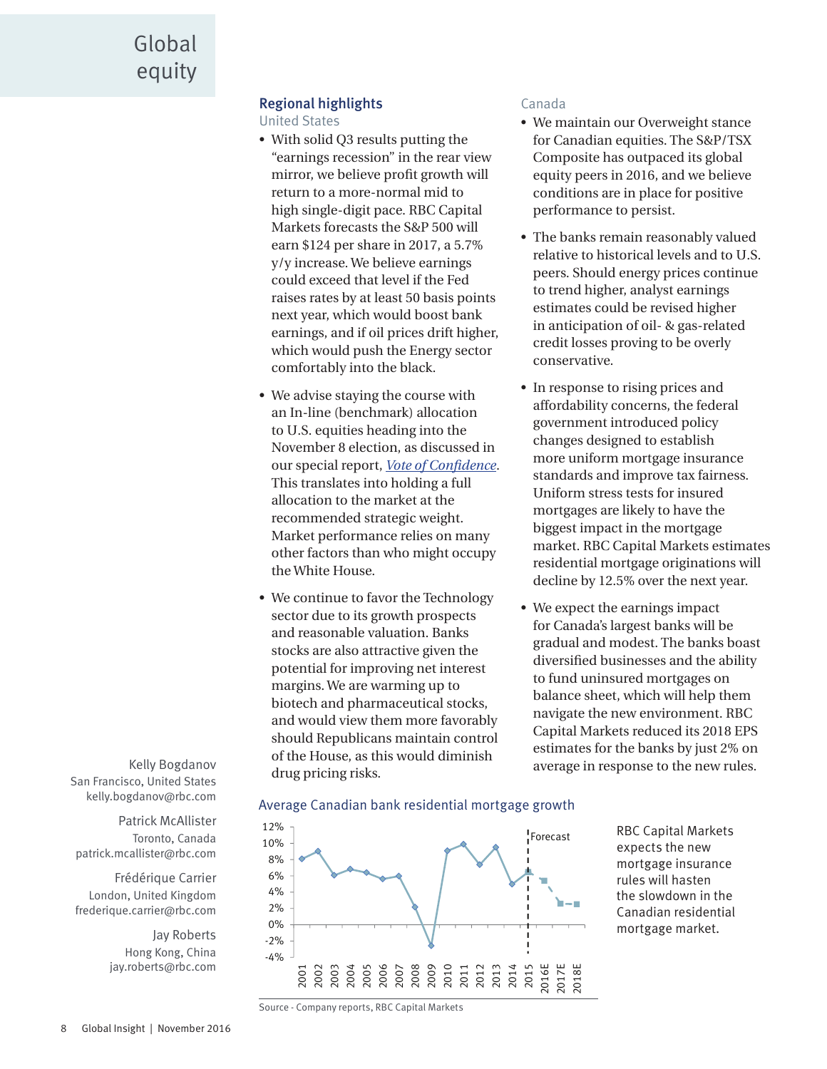# Global equity

## Regional highlights

### United States

- With solid Q3 results putting the "earnings recession" in the rear view mirror, we believe profit growth will return to a more-normal mid to high single-digit pace. RBC Capital Markets forecasts the S&P 500 will earn $124 per share in 2017, a 5.7% y/y increase. We believe earnings could exceed that level if the Fed raises rates by at least 50 basis points next year, which would boost bank earnings, and if oil prices drift higher, which would push the Energy sector comfortably into the black.
- We advise staying the course with an In-line (benchmark) allocation to U.S. equities heading into the November 8 election, as discussed in our special report, *Vote of Confidence*. This translates into holding a full allocation to the market at the recommended strategic weight. Market performance relies on many other factors than who might occupy the White House.
- We continue to favor the Technology sector due to its growth prospects and reasonable valuations. Banks stocks are also attractive given the potential for improving net interest margins. We are warming up to biotech and pharmaceutical stocks, and would view them more favorably should Republicans maintain control of the House, as this would diminish drug pricing risks.

### Canada

- We maintain our Overweight stance for Canadian equities. The S&P/TSX Composite has outpaced its global equity peers in 2016, and we believe conditions are in place for positive performance to persist.
- The banks remain reasonably valued relative to historical levels and to U.S. peers. Should energy prices continue to trend higher, analyst earnings estimates could be revised higher in anticipation of oil- & gas-related credit losses proving to be overly conservative.
- In response to rising prices and affordability concerns, the federal government introduced policy changes designed to establish more uniform mortgage insurance standards and improve tax fairness. Uniform stress tests for insured mortgages are likely to have the biggest impact in the mortgage market. RBC Capital Markets estimates residential mortgage originations will decline by 12.5% over the next year.
- We expect the earnings impact for Canada's largest banks will be gradual and modest. The banks boast diversified businesses and the ability to fund uninsured mortgages on balance sheet, which will help them navigate the new environment. RBC Capital Markets reduced its 2018 EPS estimates for the banks by just 2% on average in response to the new rules.

Kelly Bogdanov
San Francisco, United States
kelly.bogdanov@rbc.com

Patrick McAllister
Toronto, Canada
patrick.mcallister@rbc.com

Frédérique Carrier
London, United Kingdom
frederique.carrier@rbc.com

Jay Roberts
Hong Kong, China
jay.roberts@rbc.com

**Average Canadian bank residential mortgage growth**

RBC Capital Markets expects the new mortgage insurance rules will hasten the slowdown in the Canadian residential mortgage market.

Source - Company reports, RBC Capital Markets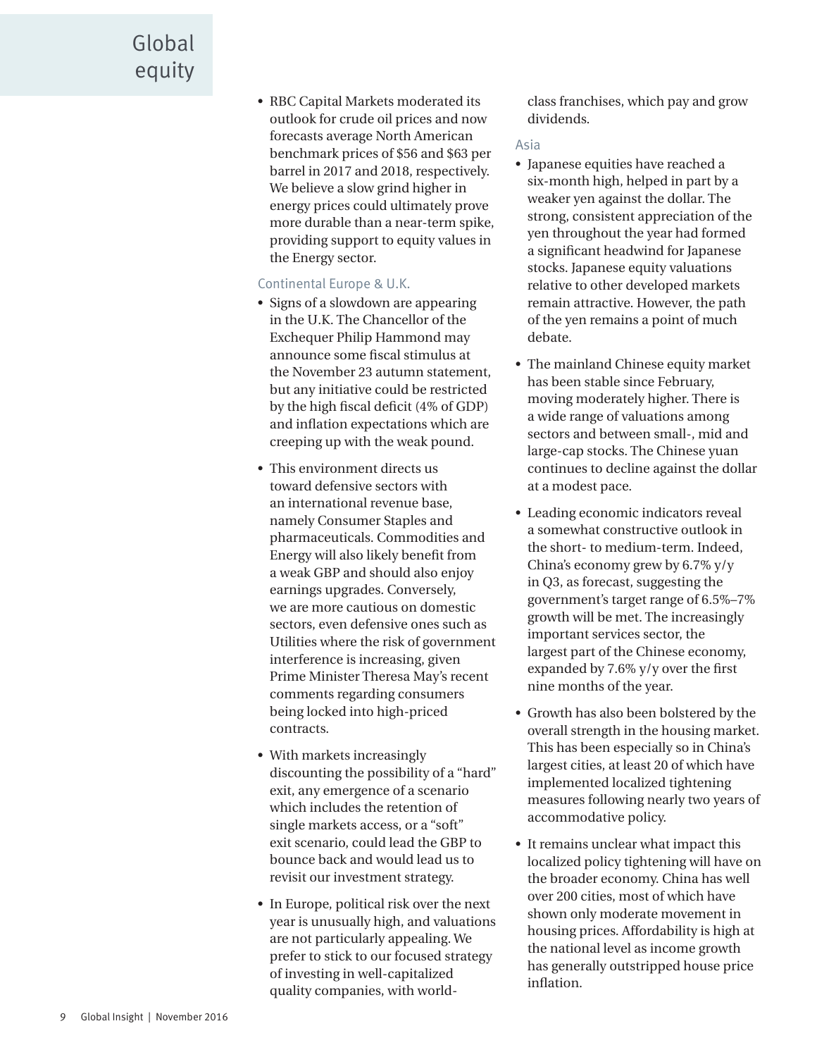# Global equity

- RBC Capital Markets moderated its outlook for crude oil prices and now forecasts average North American benchmark prices of $56 and $63 per barrel in 2017 and 2018, respectively. We believe a slow grind higher in energy prices could ultimately prove more durable than a near-term spike, providing support to equity values in the Energy sector.

### Continental Europe & U.K.

- Signs of a slowdown are appearing in the U.K. The Chancellor of the Exchequer Philip Hammond may announce some fiscal stimulus at the November 23 autumn statement, but any initiative could be restricted by the high fiscal deficit (4% of GDP) and inflation expectations which are creeping up with the weak pound.
- This environment directs us toward defensive sectors with an international revenue base, namely Consumer Staples and pharmaceuticals. Commodities and Energy will also likely benefit from a weak GBP and should also enjoy earnings upgrades. Conversely, we are more cautious on domestic sectors, even defensive ones such as Utilities where the risk of government interference is increasing, given Prime Minister Theresa May's recent comments regarding consumers being locked into high-priced contracts.
- With markets increasingly discounting the possibility of a "hard" exit, any emergence of a scenario which includes the retention of single markets access, or a "soft" exit scenario, could lead the GBP to bounce back and would lead us to revisit our investment strategy.
- In Europe, political risk over the next year is unusually high, and valuations are not particularly appealing. We prefer to stick to our focused strategy of investing in well-capitalized quality companies, with world-class franchises, which pay and grow dividends.

### Asia

- Japanese equities have reached a six-month high, helped in part by a weaker yen against the dollar. The strong, consistent appreciation of the yen throughout the year had formed a significant headwind for Japanese stocks. Japanese equity valuations relative to other developed markets remain attractive. However, the path of the yen remains a point of much debate.
- The mainland Chinese equity market has been stable since February, moving moderately higher. There is a wide range of valuations among sectors and between small-, mid and large-cap stocks. The Chinese yuan continues to decline against the dollar at a modest pace.
- Leading economic indicators reveal a somewhat constructive outlook in the short- to medium-term. Indeed, China's economy grew by 6.7% y/y in Q3, as forecast, suggesting the government's target range of 6.5%–7% growth will be met. The increasingly important services sector, the largest part of the Chinese economy, expanded by 7.6% y/y over the first nine months of the year.
- Growth has also been bolstered by the overall strength in the housing market. This has been especially so in China's largest cities, at least 20 of which have implemented localized tightening measures following nearly two years of accommodative policy.
- It remains unclear what impact this localized policy tightening will have on the broader economy. China has well over 200 cities, most of which have shown only moderate movement in housing prices. Affordability is high at the national level as income growth has generally outstripped house price inflation.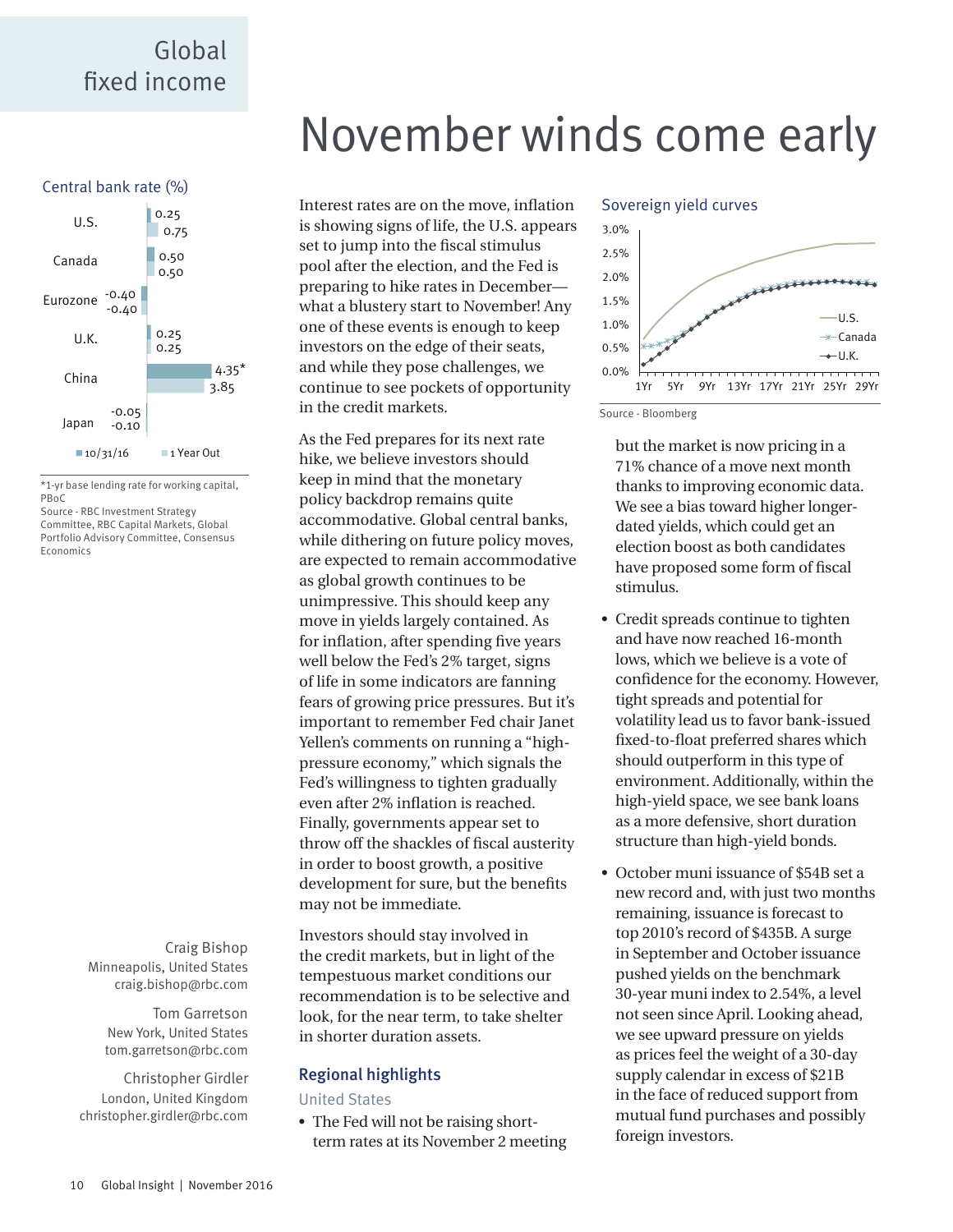Global fixed income

# November winds come early

**Central bank rate (%)**

| | 10/31/16 | 1 Year Out |
|---|---|---|
| U.S. | 0.25 | 0.75 |
| Canada | 0.50 | 0.50 |
| Eurozone | -0.40 | -0.40 |
| U.K. | 0.25 | 0.25 |
| China | 4.35* | 3.85 |
| Japan | -0.05 | -0.10 |

*1-yr base lending rate for working capital, PBoC

Source - RBC Investment Strategy Committee, RBC Capital Markets, Global Portfolio Advisory Committee, Consensus Economics

Interest rates are on the move, inflation is showing signs of life, the U.S. appears set to jump into the fiscal stimulus pool after the election, and the Fed is preparing to hike rates in December—what a blustery start to November! Any one of these events is enough to keep investors on the edge of their seats, and while they pose challenges, we continue to see pockets of opportunity in the credit markets.

As the Fed prepares for its next rate hike, we believe investors should keep in mind that the monetary policy backdrop remains quite accommodative. Global central banks, while dithering on future policy moves, are expected to remain accommodative as global growth continues to be unimpressive. This should keep any move in yields largely contained. As for inflation, after spending five years well below the Fed's 2% target, signs of life in some indicators are fanning fears of growing price pressures. But it's important to remember Fed chair Janet Yellen's comments on running a "high-pressure economy," which signals the Fed's willingness to tighten gradually even after 2% inflation is reached. Finally, governments appear set to throw off the shackles of fiscal austerity in order to boost growth, a positive development for sure, but the benefits may not be immediate.

Investors should stay involved in the credit markets, but in light of the tempestuous market conditions our recommendation is to be selective and look, for the near term, to take shelter in shorter duration assets.

## Regional highlights

### United States

- The Fed will not be raising short-term rates at its November 2 meeting but the market is now pricing in a 71% chance of a move next month thanks to improving economic data. We see a bias toward higher longer-dated yields, which could get an election boost as both candidates have proposed some form of fiscal stimulus.
- Credit spreads continue to tighten and have now reached 16-month lows, which we believe is a vote of confidence for the economy. However, tight spreads and potential for volatility lead us to favor bank-issued fixed-to-float preferred shares which should outperform in this type of environment. Additionally, within the high-yield space, we see bank loans as a more defensive, short duration structure than high-yield bonds.
- October muni issuance of $54B set a new record and, with just two months remaining, issuance is forecast to top 2010's record of $435B. A surge in September and October issuance pushed yields on the benchmark 30-year muni index to 2.54%, a level not seen since April. Looking ahead, we see upward pressure on yields as prices feel the weight of a 30-day supply calendar in excess of $21B in the face of reduced support from mutual fund purchases and possibly foreign investors.

**Sovereign yield curves**

(Chart: U.S., Canada, U.K. yield curves, 1Yr to 29Yr, 0.0% to 3.0%)

Source - Bloomberg

Craig Bishop
Minneapolis, United States
craig.bishop@rbc.com

Tom Garretson
New York, United States
tom.garretson@rbc.com

Christopher Girdler
London, United Kingdom
christopher.girdler@rbc.com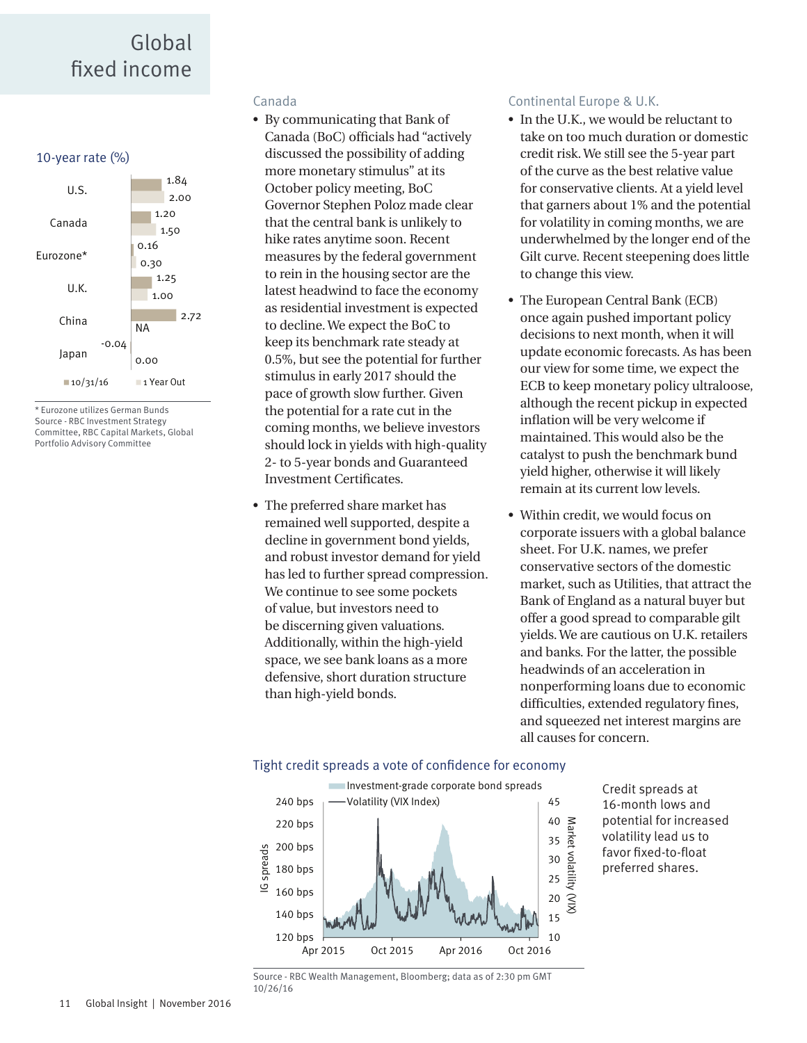# Global fixed income

### 10-year rate (%)

| | 10/31/16 | 1 Year Out |
|---|---|---|
| U.S. | 1.84 | 2.00 |
| Canada | 1.20 | 1.50 |
| Eurozone* | 0.16 | 0.30 |
| U.K. | 1.25 | 1.00 |
| China | 2.72 | NA |
| Japan | -0.04 | 0.00 |

\* Eurozone utilizes German Bunds
Source - RBC Investment Strategy Committee, RBC Capital Markets, Global Portfolio Advisory Committee

## Canada

- By communicating that Bank of Canada (BoC) officials had "actively discussed the possibility of adding more monetary stimulus" at its October policy meeting, BoC Governor Stephen Poloz made clear that the central bank is unlikely to hike rates anytime soon. Recent measures by the federal government to rein in the housing sector are the latest headwind to face the economy as residential investment is expected to decline. We expect the BoC to keep its benchmark rate steady at 0.5%, but see the potential for further stimulus in early 2017 should the pace of growth slow further. Given the potential for a rate cut in the coming months, we believe investors should lock in yields with high-quality 2- to 5-year bonds and Guaranteed Investment Certificates.
- The preferred share market has remained well supported, despite a decline in government bond yields, and robust investor demand for yield has led to further spread compression. We continue to see some pockets of value, but investors need to be discerning given valuations. Additionally, within the high-yield space, we see bank loans as a more defensive, short duration structure than high-yield bonds.

## Continental Europe & U.K.

- In the U.K., we would be reluctant to take on too much duration or domestic credit risk. We still see the 5-year part of the curve as the best relative value for conservative clients. At a yield level that garners about 1% and the potential for volatility in coming months, we are underwhelmed by the longer end of the Gilt curve. Recent steepening does little to change this view.
- The European Central Bank (ECB) once again pushed important policy decisions to next month, when it will update economic forecasts. As has been our view for some time, we expect the ECB to keep monetary policy ultraloose, although the recent pickup in expected inflation will be very welcome if maintained. This would also be the catalyst to push the benchmark bund yield higher, otherwise it will likely remain at its current low levels.
- Within credit, we would focus on corporate issuers with a global balance sheet. For U.K. names, we prefer conservative sectors of the domestic market, such as Utilities, that attract the Bank of England as a natural buyer but offer a good spread to comparable gilt yields. We are cautious on U.K. retailers and banks. For the latter, the possible headwinds of an acceleration in nonperforming loans due to economic difficulties, extended regulatory fines, and squeezed net interest margins are all causes for concern.

### Tight credit spreads a vote of confidence for economy

Legend: Investment-grade corporate bond spreads; Volatility (VIX Index)
Left axis: IG spreads (120 bps – 240 bps); Right axis: Market volatility (VIX) (10 – 45); X-axis: Apr 2015, Oct 2015, Apr 2016, Oct 2016

Source - RBC Wealth Management, Bloomberg; data as of 2:30 pm GMT 10/26/16

Credit spreads at 16-month lows and potential for increased volatility lead us to favor fixed-to-float preferred shares.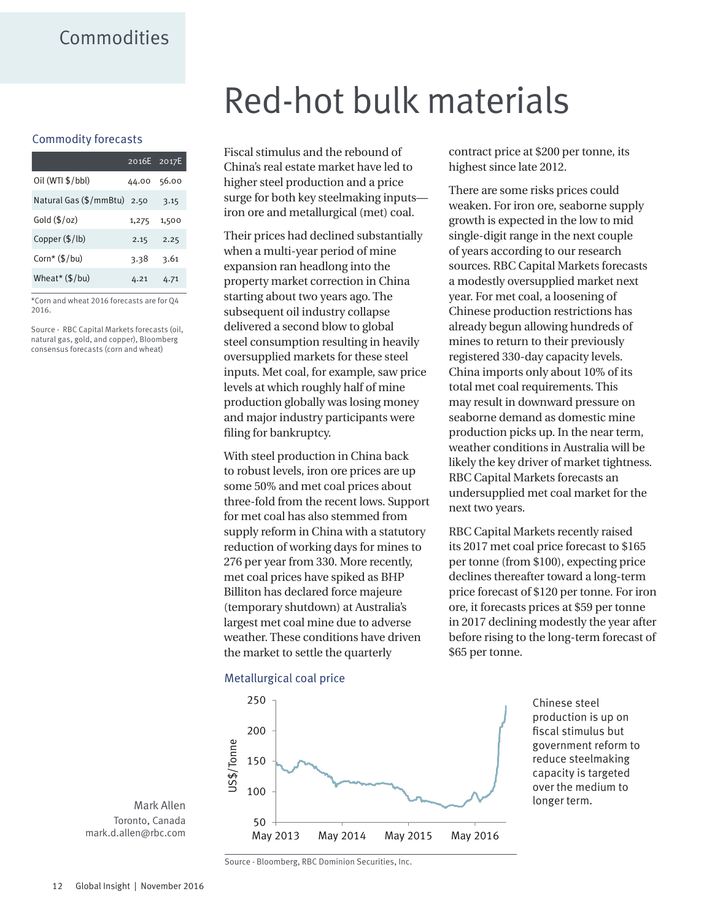# Commodities

## Red-hot bulk materials

### Commodity forecasts

| | 2016E | 2017E |
|---|---|---|
| Oil (WTI $/bbl) | 44.00 | 56.00 |
| Natural Gas ($/mmBtu) | 2.50 | 3.15 |
| Gold ($/oz) | 1,275 | 1,500 |
| Copper ($/lb) | 2.15 | 2.25 |
| Corn* ($/bu) | 3.38 | 3.61 |
| Wheat* ($/bu) | 4.21 | 4.71 |

*Corn and wheat 2016 forecasts are for Q4 2016.

Source - RBC Capital Markets forecasts (oil, natural gas, gold, and copper), Bloomberg consensus forecasts (corn and wheat)

Mark Allen
Toronto, Canada
mark.d.allen@rbc.com

Fiscal stimulus and the rebound of China's real estate market have led to higher steel production and a price surge for both key steelmaking inputs—iron ore and metallurgical (met) coal.

Their prices had declined substantially when a multi-year period of mine expansion ran headlong into the property market correction in China starting about two years ago. The subsequent oil industry collapse delivered a second blow to global steel consumption resulting in heavily oversupplied markets for these steel inputs. Met coal, for example, saw price levels at which roughly half of mine production globally was losing money and major industry participants were filing for bankruptcy.

With steel production in China back to robust levels, iron ore prices are up some 50% and met coal prices about three-fold from the recent lows. Support for met coal has also stemmed from supply reform in China with a statutory reduction of working days for mines to 276 per year from 330. More recently, met coal prices have spiked as BHP Billiton has declared force majeure (temporary shutdown) at Australia's largest met coal mine due to adverse weather. These conditions have driven the market to settle the quarterly contract price at $200 per tonne, its highest since late 2012.

There are some risks prices could weaken. For iron ore, seaborne supply growth is expected in the low to mid single-digit range in the next couple of years according to our research sources. RBC Capital Markets forecasts a modestly oversupplied market next year. For met coal, a loosening of Chinese production restrictions has already begun allowing hundreds of mines to return to their previously registered 330-day capacity levels. China imports only about 10% of its total met coal requirements. This may result in downward pressure on seaborne demand as domestic mine production picks up. In the near term, weather conditions in Australia will be likely the key driver of market tightness. RBC Capital Markets forecasts an undersupplied met coal market for the next two years.

RBC Capital Markets recently raised its 2017 met coal price forecast to $165 per tonne (from $100), expecting price declines thereafter toward a long-term price forecast of $120 per tonne. For iron ore, it forecasts prices at $59 per tonne in 2017 declining modestly the year after before rising to the long-term forecast of $65 per tonne.

### Metallurgical coal price

Y-axis: US$/Tonne (50–250); X-axis: May 2013, May 2014, May 2015, May 2016

Source - Bloomberg, RBC Dominion Securities, Inc.

Chinese steel production is up on fiscal stimulus but government reform to reduce steelmaking capacity is targeted over the medium to longer term.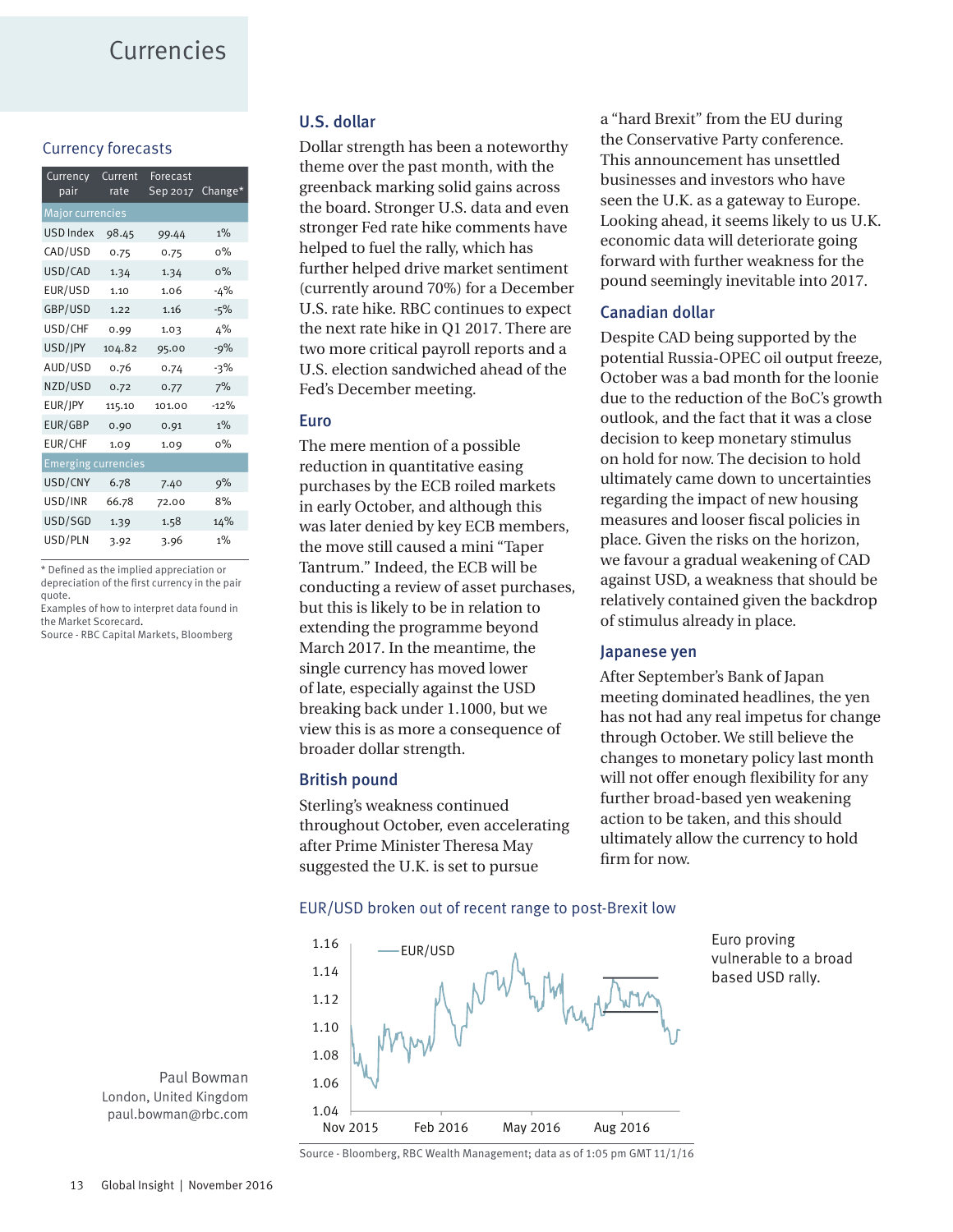# Currencies

## Currency forecasts

| Currency pair | Current rate | Forecast Sep 2017 | Change* |
|---|---|---|---|
| **Major currencies** | | | |
| USD Index | 98.45 | 99.44 | 1% |
| CAD/USD | 0.75 | 0.75 | 0% |
| USD/CAD | 1.34 | 1.34 | 0% |
| EUR/USD | 1.10 | 1.06 | -4% |
| GBP/USD | 1.22 | 1.16 | -5% |
| USD/CHF | 0.99 | 1.03 | 4% |
| USD/JPY | 104.82 | 95.00 | -9% |
| AUD/USD | 0.76 | 0.74 | -3% |
| NZD/USD | 0.72 | 0.77 | 7% |
| EUR/JPY | 115.10 | 101.00 | -12% |
| EUR/GBP | 0.90 | 0.91 | 1% |
| EUR/CHF | 1.09 | 1.09 | 0% |
| **Emerging currencies** | | | |
| USD/CNY | 6.78 | 7.40 | 9% |
| USD/INR | 66.78 | 72.00 | 8% |
| USD/SGD | 1.39 | 1.58 | 14% |
| USD/PLN | 3.92 | 3.96 | 1% |

* Defined as the implied appreciation or depreciation of the first currency in the pair quote.
Examples of how to interpret data found in the Market Scorecard.
Source - RBC Capital Markets, Bloomberg

### U.S. dollar

Dollar strength has been a noteworthy theme over the past month, with the greenback marking solid gains across the board. Stronger U.S. data and even stronger Fed rate hike comments have helped to fuel the rally, which has further helped drive market sentiment (currently around 70%) for a December U.S. rate hike. RBC continues to expect the next rate hike in Q1 2017. There are two more critical payroll reports and a U.S. election sandwiched ahead of the Fed's December meeting.

### Euro

The mere mention of a possible reduction in quantitative easing purchases by the ECB roiled markets in early October, and although this was later denied by key ECB members, the move still caused a mini "Taper Tantrum." Indeed, the ECB will be conducting a review of asset purchases, but this is likely to be in relation to extending the programme beyond March 2017. In the meantime, the single currency has moved lower of late, especially against the USD breaking back under 1.1000, but we view this is as more a consequence of broader dollar strength.

### British pound

Sterling's weakness continued throughout October, even accelerating after Prime Minister Theresa May suggested the U.K. is set to pursue a "hard Brexit" from the EU during the Conservative Party conference. This announcement has unsettled businesses and investors who have seen the U.K. as a gateway to Europe. Looking ahead, it seems likely to us U.K. economic data will deteriorate going forward with further weakness for the pound seemingly inevitable into 2017.

### Canadian dollar

Despite CAD being supported by the potential Russia-OPEC oil output freeze, October was a bad month for the loonie due to the reduction of the BoC's growth outlook, and the fact that it was a close decision to keep monetary stimulus on hold for now. The decision to hold ultimately came down to uncertainties regarding the impact of new housing measures and looser fiscal policies in place. Given the risks on the horizon, we favour a gradual weakening of CAD against USD, a weakness that should be relatively contained given the backdrop of stimulus already in place.

### Japanese yen

After September's Bank of Japan meeting dominated headlines, the yen has not had any real impetus for change through October. We still believe the changes to monetary policy last month will not offer enough flexibility for any further broad-based yen weakening action to be taken, and this should ultimately allow the currency to hold firm for now.

### EUR/USD broken out of recent range to post-Brexit low

Euro proving vulnerable to a broad based USD rally.

Source - Bloomberg, RBC Wealth Management; data as of 1:05 pm GMT 11/1/16

Paul Bowman
London, United Kingdom
paul.bowman@rbc.com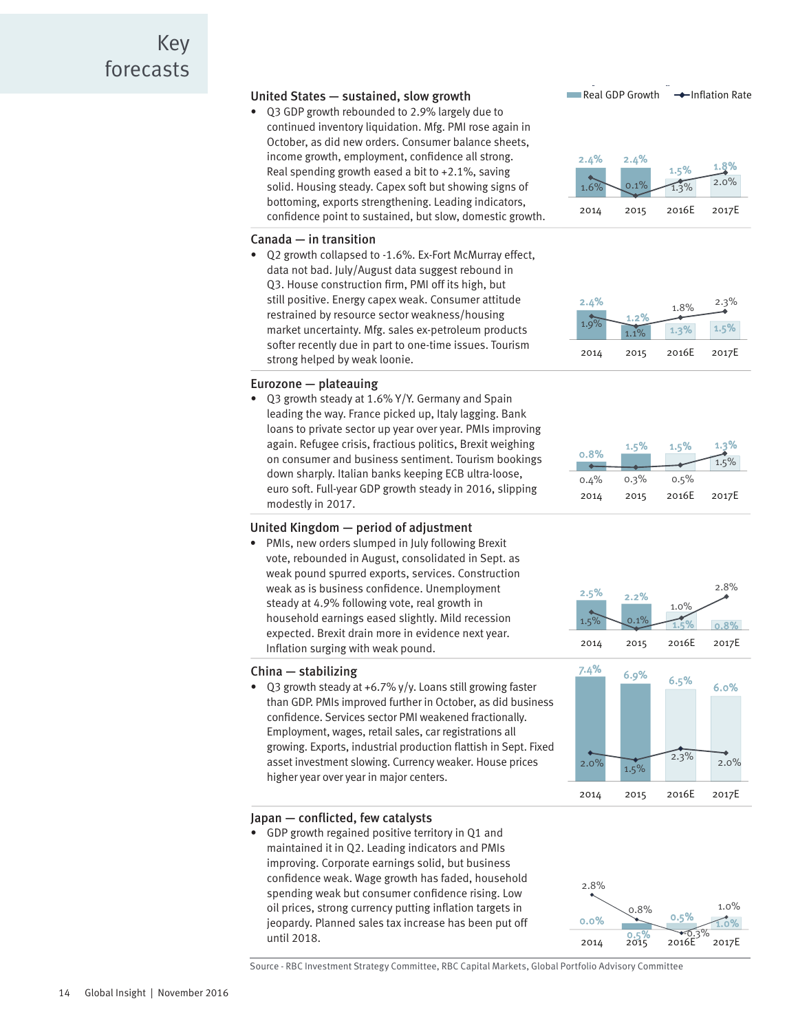# Key forecasts

## United States — sustained, slow growth

- Q3 GDP growth rebounded to 2.9% largely due to continued inventory liquidation. Mfg. PMI rose again in October, as did new orders. Consumer balance sheets, income growth, employment, confidence all strong. Real spending growth eased a bit to +2.1%, saving solid. Housing steady. Capex soft but showing signs of bottoming, exports strengthening. Leading indicators, confidence point to sustained, but slow, domestic growth.

| | 2014 | 2015 | 2016E | 2017E |
|---|---|---|---|---|
| Real GDP Growth | 2.4% | 2.4% | 1.5% | 1.8% |
| Inflation Rate | 1.6% | 0.1% | 1.3% | 2.0% |

## Canada — in transition

- Q2 growth collapsed to -1.6%. Ex-Fort McMurray effect, data not bad. July/August data suggest rebound in Q3. House construction firm, PMI off its high, but still positive. Energy capex weak. Consumer attitude restrained by resource sector weakness/housing market uncertainty. Mfg. sales ex-petroleum products softer recently due in part to one-time issues. Tourism strong helped by weak loonie.

| | 2014 | 2015 | 2016E | 2017E |
|---|---|---|---|---|
| Real GDP Growth | 2.4% | 1.2% | 1.3% | 1.5% |
| Inflation Rate | 1.9% | 1.1% | 1.8% | 2.3% |

## Eurozone — plateauing

- Q3 growth steady at 1.6% Y/Y. Germany and Spain leading the way. France picked up, Italy lagging. Bank loans to private sector up year over year. PMIs improving again. Refugee crisis, fractious politics, Brexit weighing on consumer and business sentiment. Tourism bookings down sharply. Italian banks keeping ECB ultra-loose, euro soft. Full-year GDP growth steady in 2016, slipping modestly in 2017.

| | 2014 | 2015 | 2016E | 2017E |
|---|---|---|---|---|
| Real GDP Growth | 0.8% | 1.5% | 1.5% | 1.3% |
| Inflation Rate | 0.4% | 0.3% | 0.5% | 1.5% |

## United Kingdom — period of adjustment

- PMIs, new orders slumped in July following Brexit vote, rebounded in August, consolidated in Sept. as weak pound spurred exports, services. Construction weak as is business confidence. Unemployment steady at 4.9% following vote, real growth in household earnings eased slightly. Mild recession expected. Brexit drain more in evidence next year. Inflation surging with weak pound.

| | 2014 | 2015 | 2016E | 2017E |
|---|---|---|---|---|
| Real GDP Growth | 2.5% | 2.2% | 1.5% | 0.8% |
| Inflation Rate | 1.5% | 0.1% | 1.0% | 2.8% |

## China — stabilizing

- Q3 growth steady at +6.7% y/y. Loans still growing faster than GDP. PMIs improved further in October, as did business confidence. Services sector PMI weakened fractionally. Employment, wages, retail sales, car registrations all growing. Exports, industrial production flattish in Sept. Fixed asset investment slowing. Currency weaker. House prices higher year over year in major centers.

| | 2014 | 2015 | 2016E | 2017E |
|---|---|---|---|---|
| Real GDP Growth | 7.4% | 6.9% | 6.5% | 6.0% |
| Inflation Rate | 2.0% | 1.5% | 2.3% | 2.0% |

## Japan — conflicted, few catalysts

- GDP growth regained positive territory in Q1 and maintained it in Q2. Leading indicators and PMIs improving. Corporate earnings solid, but business confidence weak. Wage growth has faded, household spending weak but consumer confidence rising. Low oil prices, strong currency putting inflation targets in jeopardy. Planned sales tax increase has been put off until 2018.

| | 2014 | 2015 | 2016E | 2017E |
|---|---|---|---|---|
| Real GDP Growth | 0.0% | 0.5% | 0.5% | 1.0% |
| Inflation Rate | 2.8% | 0.8% | -0.3% | 1.0% |

Source - RBC Investment Strategy Committee, RBC Capital Markets, Global Portfolio Advisory Committee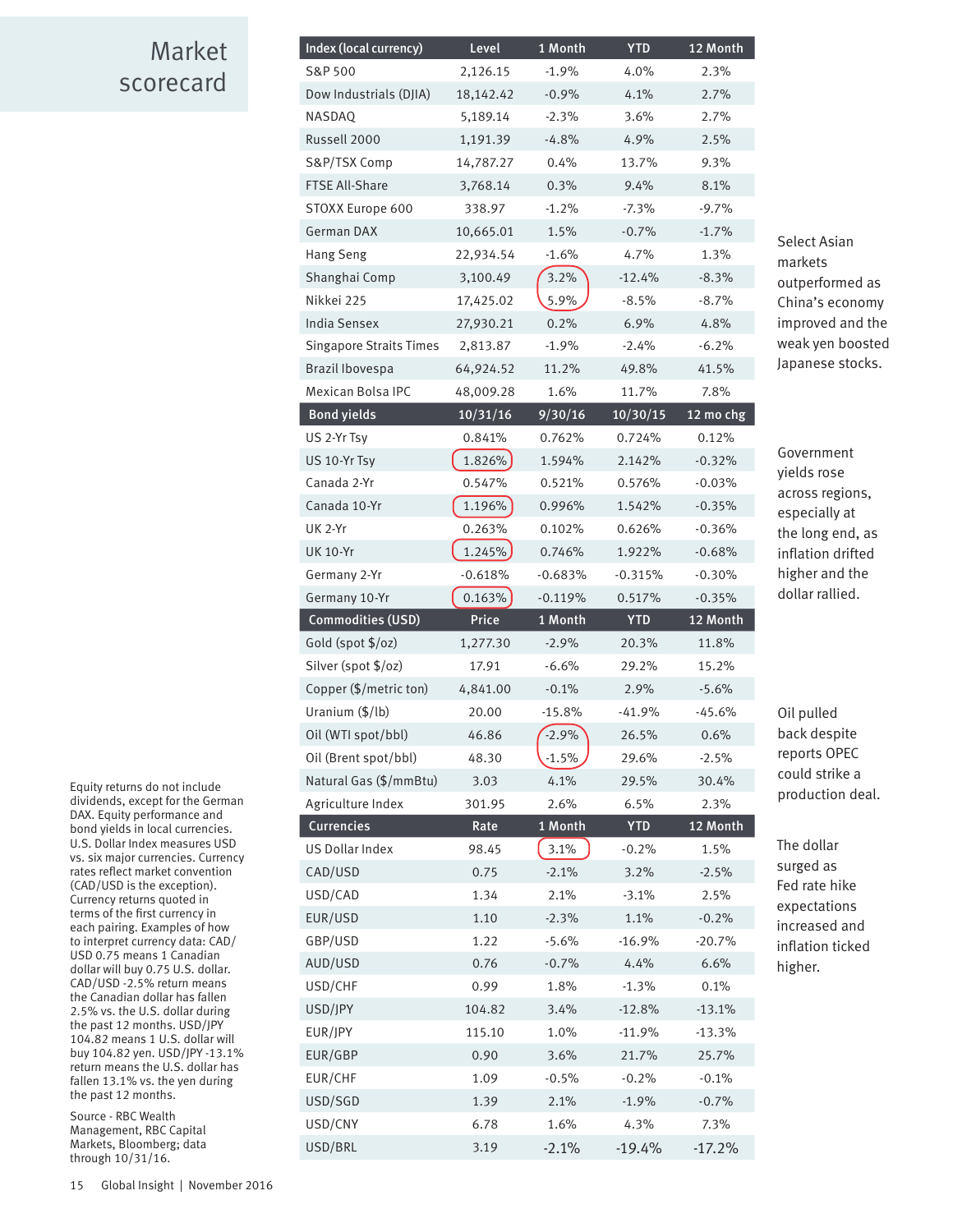# Market scorecard

| Index (local currency) | Level | 1 Month | YTD | 12 Month |
|---|---|---|---|---|
| S&P 500 | 2,126.15 | -1.9% | 4.0% | 2.3% |
| Dow Industrials (DJIA) | 18,142.42 | -0.9% | 4.1% | 2.7% |
| NASDAQ | 5,189.14 | -2.3% | 3.6% | 2.7% |
| Russell 2000 | 1,191.39 | -4.8% | 4.9% | 2.5% |
| S&P/TSX Comp | 14,787.27 | 0.4% | 13.7% | 9.3% |
| FTSE All-Share | 3,768.14 | 0.3% | 9.4% | 8.1% |
| STOXX Europe 600 | 338.97 | -1.2% | -7.3% | -9.7% |
| German DAX | 10,665.01 | 1.5% | -0.7% | -1.7% |
| Hang Seng | 22,934.54 | -1.6% | 4.7% | 1.3% |
| Shanghai Comp | 3,100.49 | 3.2% | -12.4% | -8.3% |
| Nikkei 225 | 17,425.02 | 5.9% | -8.5% | -8.7% |
| India Sensex | 27,930.21 | 0.2% | 6.9% | 4.8% |
| Singapore Straits Times | 2,813.87 | -1.9% | -2.4% | -6.2% |
| Brazil Ibovespa | 64,924.52 | 11.2% | 49.8% | 41.5% |
| Mexican Bolsa IPC | 48,009.28 | 1.6% | 11.7% | 7.8% |
| **Bond yields** | **10/31/16** | **9/30/16** | **10/30/15** | **12 mo chg** |
| US 2-Yr Tsy | 0.841% | 0.762% | 0.724% | 0.12% |
| US 10-Yr Tsy | 1.826% | 1.594% | 2.142% | -0.32% |
| Canada 2-Yr | 0.547% | 0.521% | 0.576% | -0.03% |
| Canada 10-Yr | 1.196% | 0.996% | 1.542% | -0.35% |
| UK 2-Yr | 0.263% | 0.102% | 0.626% | -0.36% |
| UK 10-Yr | 1.245% | 0.746% | 1.922% | -0.68% |
| Germany 2-Yr | -0.618% | -0.683% | -0.315% | -0.30% |
| Germany 10-Yr | 0.163% | -0.119% | 0.517% | -0.35% |
| **Commodities (USD)** | **Price** | **1 Month** | **YTD** | **12 Month** |
| Gold (spot $/oz) | 1,277.30 | -2.9% | 20.3% | 11.8% |
| Silver (spot $/oz) | 17.91 | -6.6% | 29.2% | 15.2% |
| Copper ($/metric ton) | 4,841.00 | -0.1% | 2.9% | -5.6% |
| Uranium ($/lb) | 20.00 | -15.8% | -41.9% | -45.6% |
| Oil (WTI spot/bbl) | 46.86 | -2.9% | 26.5% | 0.6% |
| Oil (Brent spot/bbl) | 48.30 | -1.5% | 29.6% | -2.5% |
| Natural Gas ($/mmBtu) | 3.03 | 4.1% | 29.5% | 30.4% |
| Agriculture Index | 301.95 | 2.6% | 6.5% | 2.3% |
| **Currencies** | **Rate** | **1 Month** | **YTD** | **12 Month** |
| US Dollar Index | 98.45 | 3.1% | -0.2% | 1.5% |
| CAD/USD | 0.75 | -2.1% | 3.2% | -2.5% |
| USD/CAD | 1.34 | 2.1% | -3.1% | 2.5% |
| EUR/USD | 1.10 | -2.3% | 1.1% | -0.2% |
| GBP/USD | 1.22 | -5.6% | -16.9% | -20.7% |
| AUD/USD | 0.76 | -0.7% | 4.4% | 6.6% |
| USD/CHF | 0.99 | 1.8% | -1.3% | 0.1% |
| USD/JPY | 104.82 | 3.4% | -12.8% | -13.1% |
| EUR/JPY | 115.10 | 1.0% | -11.9% | -13.3% |
| EUR/GBP | 0.90 | 3.6% | 21.7% | 25.7% |
| EUR/CHF | 1.09 | -0.5% | -0.2% | -0.1% |
| USD/SGD | 1.39 | 2.1% | -1.9% | -0.7% |
| USD/CNY | 6.78 | 1.6% | 4.3% | 7.3% |
| USD/BRL | 3.19 | -2.1% | -19.4% | -17.2% |

Select Asian markets outperformed as China's economy improved and the weak yen boosted Japanese stocks.

Government yields rose across regions, especially at the long end, as inflation drifted higher and the dollar rallied.

Oil pulled back despite reports OPEC could strike a production deal.

The dollar surged as Fed rate hike expectations increased and inflation ticked higher.

Equity returns do not include dividends, except for the German DAX. Equity performance and bond yields in local currencies. U.S. Dollar Index measures USD vs. six major currencies. Currency rates reflect market convention (CAD/USD is the exception). Currency returns quoted in terms of the first currency in each pairing. Examples of how to interpret currency data: CAD/USD 0.75 means 1 Canadian dollar will buy 0.75 U.S. dollar. CAD/USD -2.5% return means the Canadian dollar has fallen 2.5% vs. the U.S. dollar during the past 12 months. USD/JPY 104.82 means 1 U.S. dollar will buy 104.82 yen. USD/JPY -13.1% return means the U.S. dollar has fallen 13.1% vs. the yen during the past 12 months.

Source - RBC Wealth Management, RBC Capital Markets, Bloomberg; data through 10/31/16.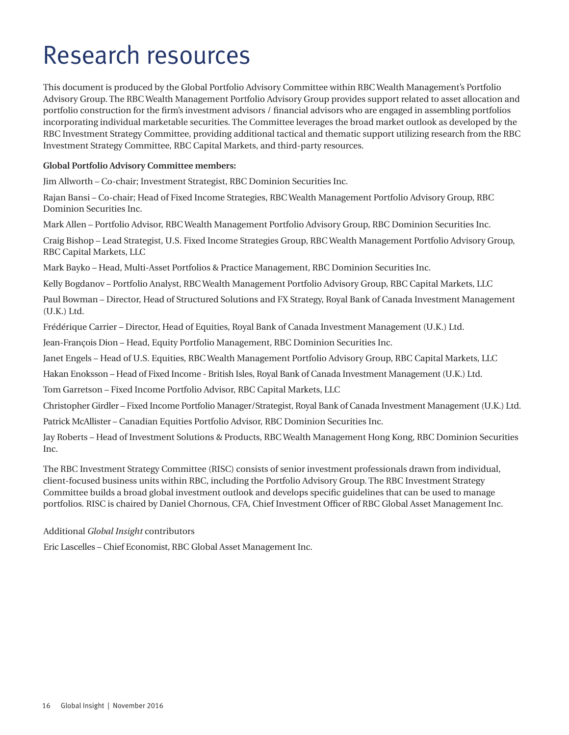# Research resources

This document is produced by the Global Portfolio Advisory Committee within RBC Wealth Management's Portfolio Advisory Group. The RBC Wealth Management Portfolio Advisory Group provides support related to asset allocation and portfolio construction for the firm's investment advisors / financial advisors who are engaged in assembling portfolios incorporating individual marketable securities. The Committee leverages the broad market outlook as developed by the RBC Investment Strategy Committee, providing additional tactical and thematic support utilizing research from the RBC Investment Strategy Committee, RBC Capital Markets, and third-party resources.

**Global Portfolio Advisory Committee members:**

Jim Allworth – Co-chair; Investment Strategist, RBC Dominion Securities Inc.

Rajan Bansi – Co-chair; Head of Fixed Income Strategies, RBC Wealth Management Portfolio Advisory Group, RBC Dominion Securities Inc.

Mark Allen – Portfolio Advisor, RBC Wealth Management Portfolio Advisory Group, RBC Dominion Securities Inc.

Craig Bishop – Lead Strategist, U.S. Fixed Income Strategies Group, RBC Wealth Management Portfolio Advisory Group, RBC Capital Markets, LLC

Mark Bayko – Head, Multi-Asset Portfolios & Practice Management, RBC Dominion Securities Inc.

Kelly Bogdanov – Portfolio Analyst, RBC Wealth Management Portfolio Advisory Group, RBC Capital Markets, LLC

Paul Bowman – Director, Head of Structured Solutions and FX Strategy, Royal Bank of Canada Investment Management (U.K.) Ltd.

Frédérique Carrier – Director, Head of Equities, Royal Bank of Canada Investment Management (U.K.) Ltd.

Jean-François Dion – Head, Equity Portfolio Management, RBC Dominion Securities Inc.

Janet Engels – Head of U.S. Equities, RBC Wealth Management Portfolio Advisory Group, RBC Capital Markets, LLC

Hakan Enoksson – Head of Fixed Income - British Isles, Royal Bank of Canada Investment Management (U.K.) Ltd.

Tom Garretson – Fixed Income Portfolio Advisor, RBC Capital Markets, LLC

Christopher Girdler – Fixed Income Portfolio Manager/Strategist, Royal Bank of Canada Investment Management (U.K.) Ltd.

Patrick McAllister – Canadian Equities Portfolio Advisor, RBC Dominion Securities Inc.

Jay Roberts – Head of Investment Solutions & Products, RBC Wealth Management Hong Kong, RBC Dominion Securities Inc.

The RBC Investment Strategy Committee (RISC) consists of senior investment professionals drawn from individual, client-focused business units within RBC, including the Portfolio Advisory Group. The RBC Investment Strategy Committee builds a broad global investment outlook and develops specific guidelines that can be used to manage portfolios. RISC is chaired by Daniel Chornous, CFA, Chief Investment Officer of RBC Global Asset Management Inc.

Additional *Global Insight* contributors

Eric Lascelles – Chief Economist, RBC Global Asset Management Inc.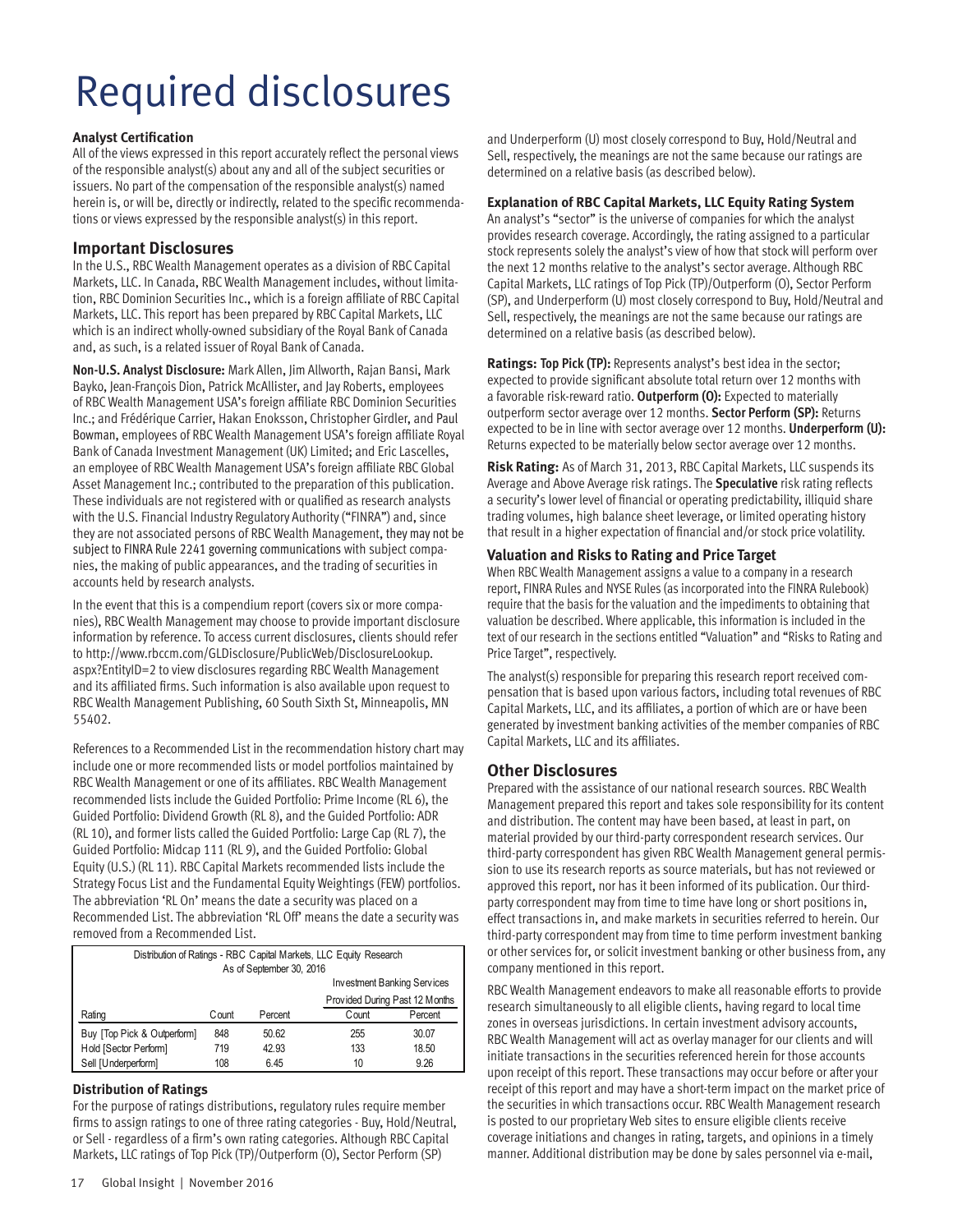# Required disclosures

**Analyst Certification**

All of the views expressed in this report accurately reflect the personal views of the responsible analyst(s) about any and all of the subject securities or issuers. No part of the compensation of the responsible analyst(s) named herein is, or will be, directly or indirectly, related to the specific recommendations or views expressed by the responsible analyst(s) in this report.

## Important Disclosures

In the U.S., RBC Wealth Management operates as a division of RBC Capital Markets, LLC. In Canada, RBC Wealth Management includes, without limitation, RBC Dominion Securities Inc., which is a foreign affiliate of RBC Capital Markets, LLC. This report has been prepared by RBC Capital Markets, LLC which is an indirect wholly-owned subsidiary of the Royal Bank of Canada and, as such, is a related issuer of Royal Bank of Canada.

**Non-U.S. Analyst Disclosure:** Mark Allen, Jim Allworth, Rajan Bansi, Mark Bayko, Jean-François Dion, Patrick McAllister, and Jay Roberts, employees of RBC Wealth Management USA's foreign affiliate RBC Dominion Securities Inc.; and Frédérique Carrier, Hakan Enoksson, Christopher Girdler, and Paul Bowman, employees of RBC Wealth Management USA's foreign affiliate Royal Bank of Canada Investment Management (UK) Limited; and Eric Lascelles, an employee of RBC Wealth Management USA's foreign affiliate RBC Global Asset Management Inc.; contributed to the preparation of this publication. These individuals are not registered with or qualified as research analysts with the U.S. Financial Industry Regulatory Authority ("FINRA") and, since they are not associated persons of RBC Wealth Management, they may not be subject to FINRA Rule 2241 governing communications with subject companies, the making of public appearances, and the trading of securities in accounts held by research analysts.

In the event that this is a compendium report (covers six or more companies), RBC Wealth Management may choose to provide important disclosure information by reference. To access current disclosures, clients should refer to http://www.rbccm.com/GLDisclosure/PublicWeb/DisclosureLookup.aspx?EntityID=2 to view disclosures regarding RBC Wealth Management and its affiliated firms. Such information is also available upon request to RBC Wealth Management Publishing, 60 South Sixth St, Minneapolis, MN 55402.

References to a Recommended List in the recommendation history chart may include one or more recommended lists or model portfolios maintained by RBC Wealth Management or one of its affiliates. RBC Wealth Management recommended lists include the Guided Portfolio: Prime Income (RL 6), the Guided Portfolio: Dividend Growth (RL 8), and the Guided Portfolio: ADR (RL 10), and former lists called the Guided Portfolio: Large Cap (RL 7), the Guided Portfolio: Midcap 111 (RL 9), and the Guided Portfolio: Global Equity (U.S.) (RL 11). RBC Capital Markets recommended lists include the Strategy Focus List and the Fundamental Equity Weightings (FEW) portfolios. The abbreviation 'RL On' means the date a security was placed on a Recommended List. The abbreviation 'RL Off' means the date a security was removed from a Recommended List.

Distribution of Ratings - RBC Capital Markets, LLC Equity Research
As of September 30, 2016

| | | | Investment Banking Services Provided During Past 12 Months | |
|---|---|---|---|---|
| Rating | Count | Percent | Count | Percent |
| Buy [Top Pick & Outperform] | 848 | 50.62 | 255 | 30.07 |
| Hold [Sector Perform] | 719 | 42.93 | 133 | 18.50 |
| Sell [Underperform] | 108 | 6.45 | 10 | 9.26 |

**Distribution of Ratings**

For the purpose of ratings distributions, regulatory rules require member firms to assign ratings to one of three rating categories - Buy, Hold/Neutral, or Sell - regardless of a firm's own rating categories. Although RBC Capital Markets, LLC ratings of Top Pick (TP)/Outperform (O), Sector Perform (SP) and Underperform (U) most closely correspond to Buy, Hold/Neutral and Sell, respectively, the meanings are not the same because our ratings are determined on a relative basis (as described below).

**Explanation of RBC Capital Markets, LLC Equity Rating System**

An analyst's "sector" is the universe of companies for which the analyst provides research coverage. Accordingly, the rating assigned to a particular stock represents solely the analyst's view of how that stock will perform over the next 12 months relative to the analyst's sector average. Although RBC Capital Markets, LLC ratings of Top Pick (TP)/Outperform (O), Sector Perform (SP), and Underperform (U) most closely correspond to Buy, Hold/Neutral and Sell, respectively, the meanings are not the same because our ratings are determined on a relative basis (as described below).

**Ratings: Top Pick (TP):** Represents analyst's best idea in the sector; expected to provide significant absolute total return over 12 months with a favorable risk-reward ratio. **Outperform (O):** Expected to materially outperform sector average over 12 months. **Sector Perform (SP):** Returns expected to be in line with sector average over 12 months. **Underperform (U):** Returns expected to be materially below sector average over 12 months.

**Risk Rating:** As of March 31, 2013, RBC Capital Markets, LLC suspends its Average and Above Average risk ratings. The **Speculative** risk rating reflects a security's lower level of financial or operating predictability, illiquid share trading volumes, high balance sheet leverage, or limited operating history that result in a higher expectation of financial and/or stock price volatility.

**Valuation and Risks to Rating and Price Target**

When RBC Wealth Management assigns a value to a company in a research report, FINRA Rules and NYSE Rules (as incorporated into the FINRA Rulebook) require that the basis for the valuation and the impediments to obtaining that valuation be described. Where applicable, this information is included in the text of our research in the sections entitled "Valuation" and "Risks to Rating and Price Target", respectively.

The analyst(s) responsible for preparing this research report received compensation that is based upon various factors, including total revenues of RBC Capital Markets, LLC, and its affiliates, a portion of which are or have been generated by investment banking activities of the member companies of RBC Capital Markets, LLC and its affiliates.

## Other Disclosures

Prepared with the assistance of our national research sources. RBC Wealth Management prepared this report and takes sole responsibility for its content and distribution. The content may have been based, at least in part, on material provided by our third-party correspondent research services. Our third-party correspondent has given RBC Wealth Management general permission to use its research reports as source materials, but has not reviewed or approved this report, nor has it been informed of its publication. Our third-party correspondent may from time to time have long or short positions in, effect transactions in, and make markets in securities referred to herein. Our third-party correspondent may from time to time perform investment banking or other services for, or solicit investment banking or other business from, any company mentioned in this report.

RBC Wealth Management endeavors to make all reasonable efforts to provide research simultaneously to all eligible clients, having regard to local time zones in overseas jurisdictions. In certain investment advisory accounts, RBC Wealth Management will act as overlay manager for our clients and will initiate transactions in the securities referenced herein for those accounts upon receipt of this report. These transactions may occur before or after your receipt of this report and may have a short-term impact on the market price of the securities in which transactions occur. RBC Wealth Management research is posted to our proprietary Web sites to ensure eligible clients receive coverage initiations and changes in rating, targets, and opinions in a timely manner. Additional distribution may be done by sales personnel via e-mail,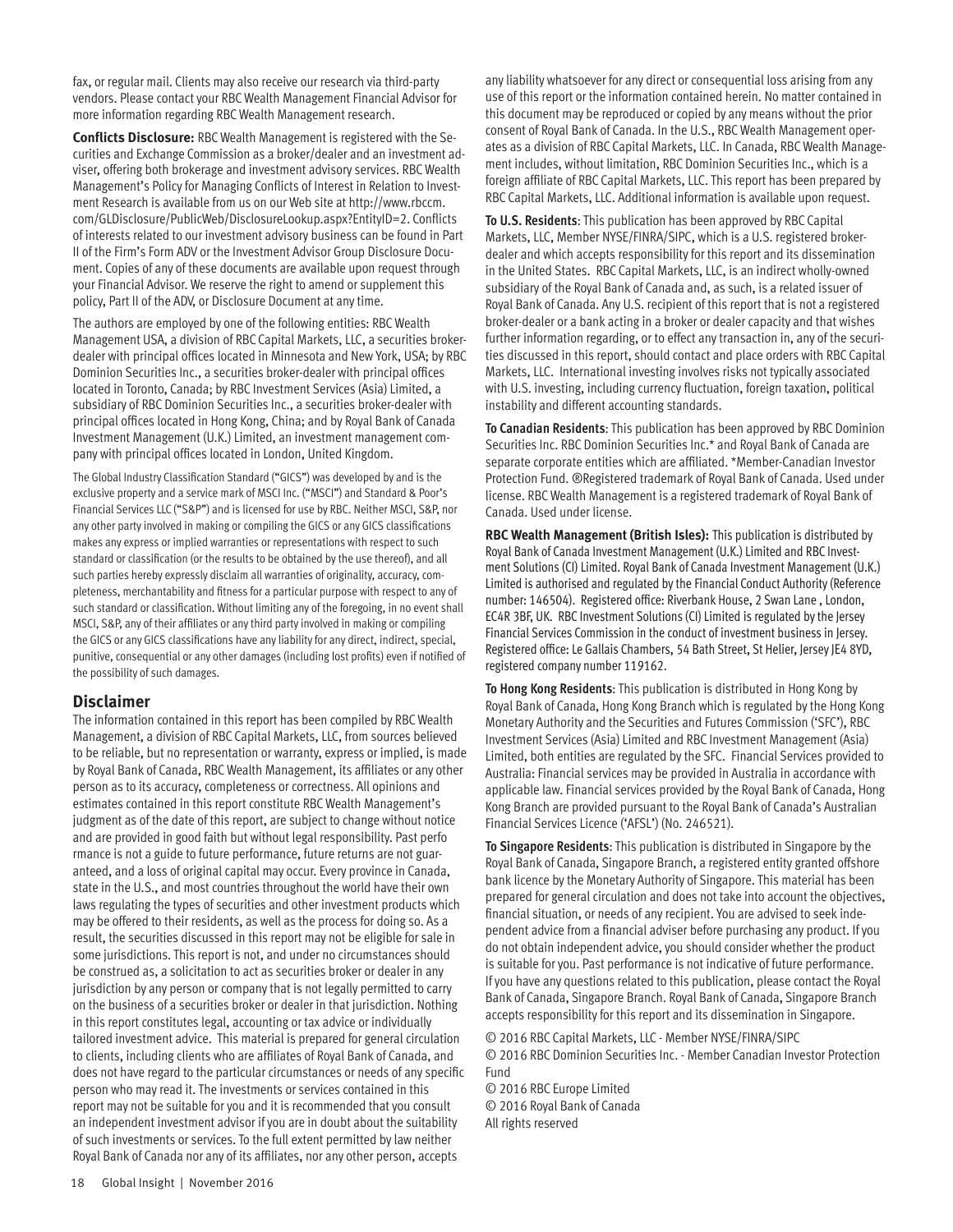fax, or regular mail. Clients may also receive our research via third-party vendors. Please contact your RBC Wealth Management Financial Advisor for more information regarding RBC Wealth Management research.

**Conflicts Disclosure:** RBC Wealth Management is registered with the Securities and Exchange Commission as a broker/dealer and an investment adviser, offering both brokerage and investment advisory services. RBC Wealth Management's Policy for Managing Conflicts of Interest in Relation to Investment Research is available from us on our Web site at http://www.rbccm.com/GLDisclosure/PublicWeb/DisclosureLookup.aspx?EntityID=2. Conflicts of interests related to our investment advisory business can be found in Part II of the Firm's Form ADV or the Investment Advisor Group Disclosure Document. Copies of any of these documents are available upon request through your Financial Advisor. We reserve the right to amend or supplement this policy, Part II of the ADV, or Disclosure Document at any time.

The authors are employed by one of the following entities: RBC Wealth Management USA, a division of RBC Capital Markets, LLC, a securities broker-dealer with principal offices located in Minnesota and New York, USA; by RBC Dominion Securities Inc., a securities broker-dealer with principal offices located in Toronto, Canada; by RBC Investment Services (Asia) Limited, a subsidiary of RBC Dominion Securities Inc., a securities broker-dealer with principal offices located in Hong Kong, China; and by Royal Bank of Canada Investment Management (U.K.) Limited, an investment management company with principal offices located in London, United Kingdom.

The Global Industry Classification Standard ("GICS") was developed by and is the exclusive property and a service mark of MSCI Inc. ("MSCI") and Standard & Poor's Financial Services LLC ("S&P") and is licensed for use by RBC. Neither MSCI, S&P, nor any other party involved in making or compiling the GICS or any GICS classifications makes any express or implied warranties or representations with respect to such standard or classification (or the results to be obtained by the use thereof), and all such parties hereby expressly disclaim all warranties of originality, accuracy, completeness, merchantability and fitness for a particular purpose with respect to any of such standard or classification. Without limiting any of the foregoing, in no event shall MSCI, S&P, any of their affiliates or any third party involved in making or compiling the GICS or any GICS classifications have any liability for any direct, indirect, special, punitive, consequential or any other damages (including lost profits) even if notified of the possibility of such damages.

## Disclaimer

The information contained in this report has been compiled by RBC Wealth Management, a division of RBC Capital Markets, LLC, from sources believed to be reliable, but no representation or warranty, express or implied, is made by Royal Bank of Canada, RBC Wealth Management, its affiliates or any other person as to its accuracy, completeness or correctness. All opinions and estimates contained in this report constitute RBC Wealth Management's judgment as of the date of this report, are subject to change without notice and are provided in good faith but without legal responsibility. Past perfo rmance is not a guide to future performance, future returns are not guaranteed, and a loss of original capital may occur. Every province in Canada, state in the U.S., and most countries throughout the world have their own laws regulating the types of securities and other investment products which may be offered to their residents, as well as the process for doing so. As a result, the securities discussed in this report may not be eligible for sale in some jurisdictions. This report is not, and under no circumstances should be construed as, a solicitation to act as securities broker or dealer in any jurisdiction by any person or company that is not legally permitted to carry on the business of a securities broker or dealer in that jurisdiction. Nothing in this report constitutes legal, accounting or tax advice or individually tailored investment advice. This material is prepared for general circulation to clients, including clients who are affiliates of Royal Bank of Canada, and does not have regard to the particular circumstances or needs of any specific person who may read it. The investments or services contained in this report may not be suitable for you and it is recommended that you consult an independent investment advisor if you are in doubt about the suitability of such investments or services. To the full extent permitted by law neither Royal Bank of Canada nor any of its affiliates, nor any other person, accepts any liability whatsoever for any direct or consequential loss arising from any use of this report or the information contained herein. No matter contained in this document may be reproduced or copied by any means without the prior consent of Royal Bank of Canada. In the U.S., RBC Wealth Management operates as a division of RBC Capital Markets, LLC. In Canada, RBC Wealth Management includes, without limitation, RBC Dominion Securities Inc., which is a foreign affiliate of RBC Capital Markets, LLC. This report has been prepared by RBC Capital Markets, LLC. Additional information is available upon request.

**To U.S. Residents**: This publication has been approved by RBC Capital Markets, LLC, Member NYSE/FINRA/SIPC, which is a U.S. registered broker-dealer and which accepts responsibility for this report and its dissemination in the United States. RBC Capital Markets, LLC, is an indirect wholly-owned subsidiary of the Royal Bank of Canada and, as such, is a related issuer of Royal Bank of Canada. Any U.S. recipient of this report that is not a registered broker-dealer or a bank acting in a broker or dealer capacity and that wishes further information regarding, or to effect any transaction in, any of the securities discussed in this report, should contact and place orders with RBC Capital Markets, LLC. International investing involves risks not typically associated with U.S. investing, including currency fluctuation, foreign taxation, political instability and different accounting standards.

**To Canadian Residents**: This publication has been approved by RBC Dominion Securities Inc. RBC Dominion Securities Inc.* and Royal Bank of Canada are separate corporate entities which are affiliated. *Member-Canadian Investor Protection Fund. ®Registered trademark of Royal Bank of Canada. Used under license. RBC Wealth Management is a registered trademark of Royal Bank of Canada. Used under license.

**RBC Wealth Management (British Isles):** This publication is distributed by Royal Bank of Canada Investment Management (U.K.) Limited and RBC Investment Solutions (CI) Limited. Royal Bank of Canada Investment Management (U.K.) Limited is authorised and regulated by the Financial Conduct Authority (Reference number: 146504). Registered office: Riverbank House, 2 Swan Lane , London, EC4R 3BF, UK. RBC Investment Solutions (CI) Limited is regulated by the Jersey Financial Services Commission in the conduct of investment business in Jersey. Registered office: Le Gallais Chambers, 54 Bath Street, St Helier, Jersey JE4 8YD, registered company number 119162.

**To Hong Kong Residents**: This publication is distributed in Hong Kong by Royal Bank of Canada, Hong Kong Branch which is regulated by the Hong Kong Monetary Authority and the Securities and Futures Commission ('SFC'), RBC Investment Services (Asia) Limited and RBC Investment Management (Asia) Limited, both entities are regulated by the SFC. Financial Services provided to Australia: Financial services may be provided in Australia in accordance with applicable law. Financial services provided by the Royal Bank of Canada, Hong Kong Branch are provided pursuant to the Royal Bank of Canada's Australian Financial Services Licence ('AFSL') (No. 246521).

**To Singapore Residents**: This publication is distributed in Singapore by the Royal Bank of Canada, Singapore Branch, a registered entity granted offshore bank licence by the Monetary Authority of Singapore. This material has been prepared for general circulation and does not take into account the objectives, financial situation, or needs of any recipient. You are advised to seek independent advice from a financial adviser before purchasing any product. If you do not obtain independent advice, you should consider whether the product is suitable for you. Past performance is not indicative of future performance. If you have any questions related to this publication, please contact the Royal Bank of Canada, Singapore Branch. Royal Bank of Canada, Singapore Branch accepts responsibility for this report and its dissemination in Singapore.

© 2016 RBC Capital Markets, LLC - Member NYSE/FINRA/SIPC
© 2016 RBC Dominion Securities Inc. - Member Canadian Investor Protection Fund
© 2016 RBC Europe Limited
© 2016 Royal Bank of Canada
All rights reserved